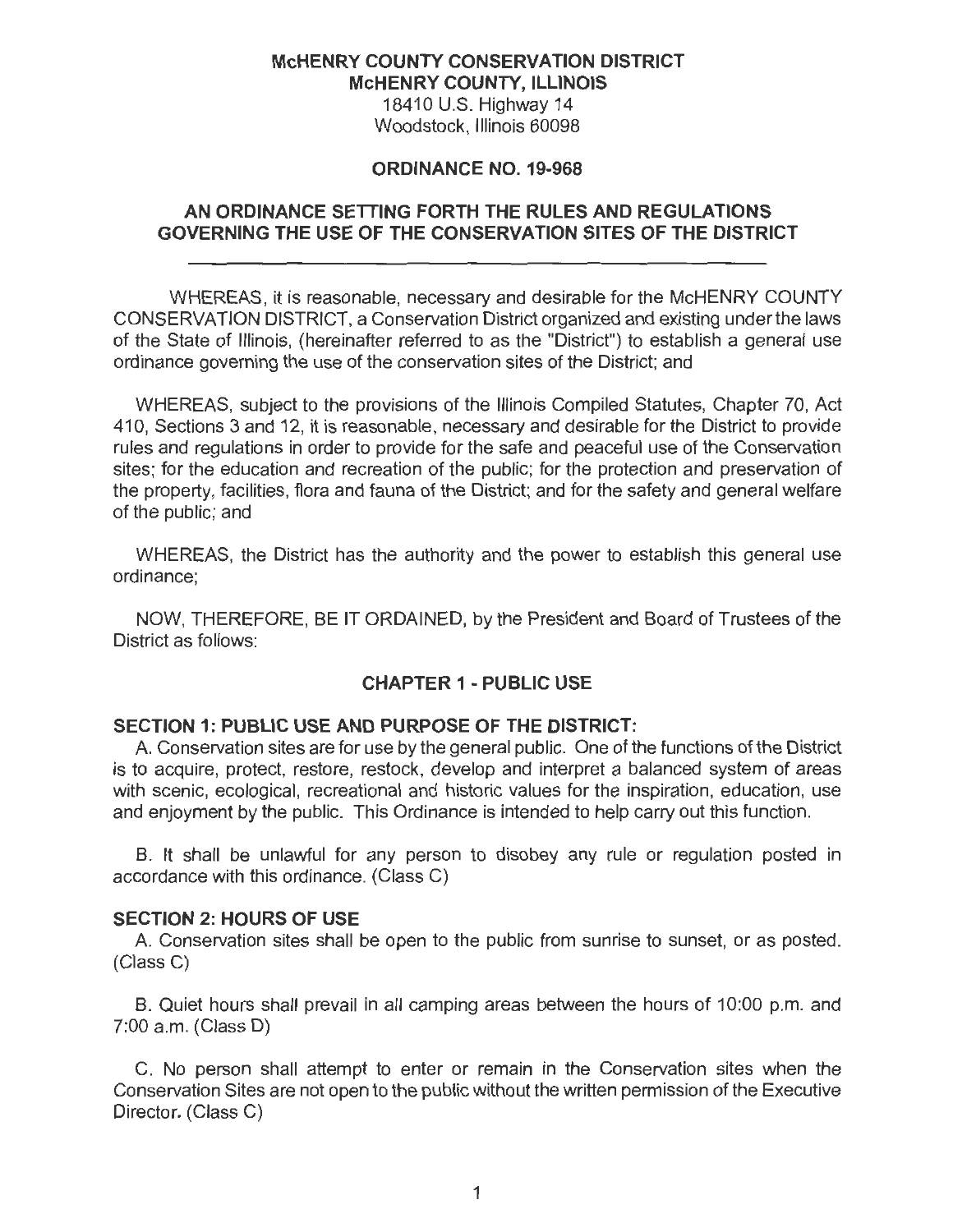**McHENRY COUNTY CONSERVATION DISTRICT**
**McHENRY COUNTY, ILLINOIS**
18410 U.S. Highway 14
Woodstock, Illinois 60098

**ORDINANCE NO. 19-968**

# AN ORDINANCE SETTING FORTH THE RULES AND REGULATIONS GOVERNING THE USE OF THE CONSERVATION SITES OF THE DISTRICT

WHEREAS, it is reasonable, necessary and desirable for the McHENRY COUNTY CONSERVATION DISTRICT, a Conservation District organized and existing under the laws of the State of Illinois, (hereinafter referred to as the "District") to establish a general use ordinance governing the use of the conservation sites of the District; and

WHEREAS, subject to the provisions of the Illinois Compiled Statutes, Chapter 70, Act 410, Sections 3 and 12, it is reasonable, necessary and desirable for the District to provide rules and regulations in order to provide for the safe and peaceful use of the Conservation sites; for the education and recreation of the public; for the protection and preservation of the property, facilities, flora and fauna of the District; and for the safety and general welfare of the public; and

WHEREAS, the District has the authority and the power to establish this general use ordinance;

NOW, THEREFORE, BE IT ORDAINED, by the President and Board of Trustees of the District as follows:

## CHAPTER 1 - PUBLIC USE

### SECTION 1: PUBLIC USE AND PURPOSE OF THE DISTRICT:

A. Conservation sites are for use by the general public. One of the functions of the District is to acquire, protect, restore, restock, develop and interpret a balanced system of areas with scenic, ecological, recreational and historic values for the inspiration, education, use and enjoyment by the public. This Ordinance is intended to help carry out this function.

B. It shall be unlawful for any person to disobey any rule or regulation posted in accordance with this ordinance. (Class C)

### SECTION 2: HOURS OF USE

A. Conservation sites shall be open to the public from sunrise to sunset, or as posted. (Class C)

B. Quiet hours shall prevail in all camping areas between the hours of 10:00 p.m. and 7:00 a.m. (Class D)

C. No person shall attempt to enter or remain in the Conservation sites when the Conservation Sites are not open to the public without the written permission of the Executive Director. (Class C)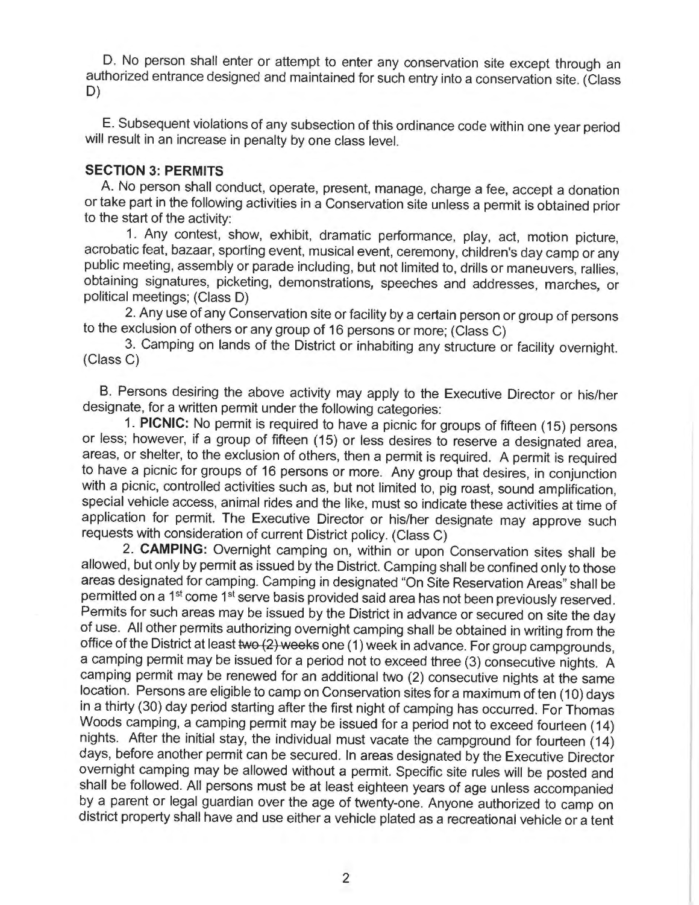D. No person shall enter or attempt to enter any conservation site except through an authorized entrance designed and maintained for such entry into a conservation site. (Class D)

E. Subsequent violations of any subsection of this ordinance code within one year period will result in an increase in penalty by one class level.

**SECTION 3: PERMITS**

A. No person shall conduct, operate, present, manage, charge a fee, accept a donation or take part in the following activities in a Conservation site unless a permit is obtained prior to the start of the activity:

1. Any contest, show, exhibit, dramatic performance, play, act, motion picture, acrobatic feat, bazaar, sporting event, musical event, ceremony, children's day camp or any public meeting, assembly or parade including, but not limited to, drills or maneuvers, rallies, obtaining signatures, picketing, demonstrations, speeches and addresses, marches, or political meetings; (Class D)

2. Any use of any Conservation site or facility by a certain person or group of persons to the exclusion of others or any group of 16 persons or more; (Class C)

3. Camping on lands of the District or inhabiting any structure or facility overnight. (Class C)

B. Persons desiring the above activity may apply to the Executive Director or his/her designate, for a written permit under the following categories:

1. **PICNIC:** No permit is required to have a picnic for groups of fifteen (15) persons or less; however, if a group of fifteen (15) or less desires to reserve a designated area, areas, or shelter, to the exclusion of others, then a permit is required. A permit is required to have a picnic for groups of 16 persons or more. Any group that desires, in conjunction with a picnic, controlled activities such as, but not limited to, pig roast, sound amplification, special vehicle access, animal rides and the like, must so indicate these activities at time of application for permit. The Executive Director or his/her designate may approve such requests with consideration of current District policy. (Class C)

2. **CAMPING:** Overnight camping on, within or upon Conservation sites shall be allowed, but only by permit as issued by the District. Camping shall be confined only to those areas designated for camping. Camping in designated "On Site Reservation Areas" shall be permitted on a 1st come 1st serve basis provided said area has not been previously reserved. Permits for such areas may be issued by the District in advance or secured on site the day of use. All other permits authorizing overnight camping shall be obtained in writing from the office of the District at least ~~two (2) weeks~~ one (1) week in advance. For group campgrounds, a camping permit may be issued for a period not to exceed three (3) consecutive nights. A camping permit may be renewed for an additional two (2) consecutive nights at the same location. Persons are eligible to camp on Conservation sites for a maximum of ten (10) days in a thirty (30) day period starting after the first night of camping has occurred. For Thomas Woods camping, a camping permit may be issued for a period not to exceed fourteen (14) nights. After the initial stay, the individual must vacate the campground for fourteen (14) days, before another permit can be secured. In areas designated by the Executive Director overnight camping may be allowed without a permit. Specific site rules will be posted and shall be followed. All persons must be at least eighteen years of age unless accompanied by a parent or legal guardian over the age of twenty-one. Anyone authorized to camp on district property shall have and use either a vehicle plated as a recreational vehicle or a tent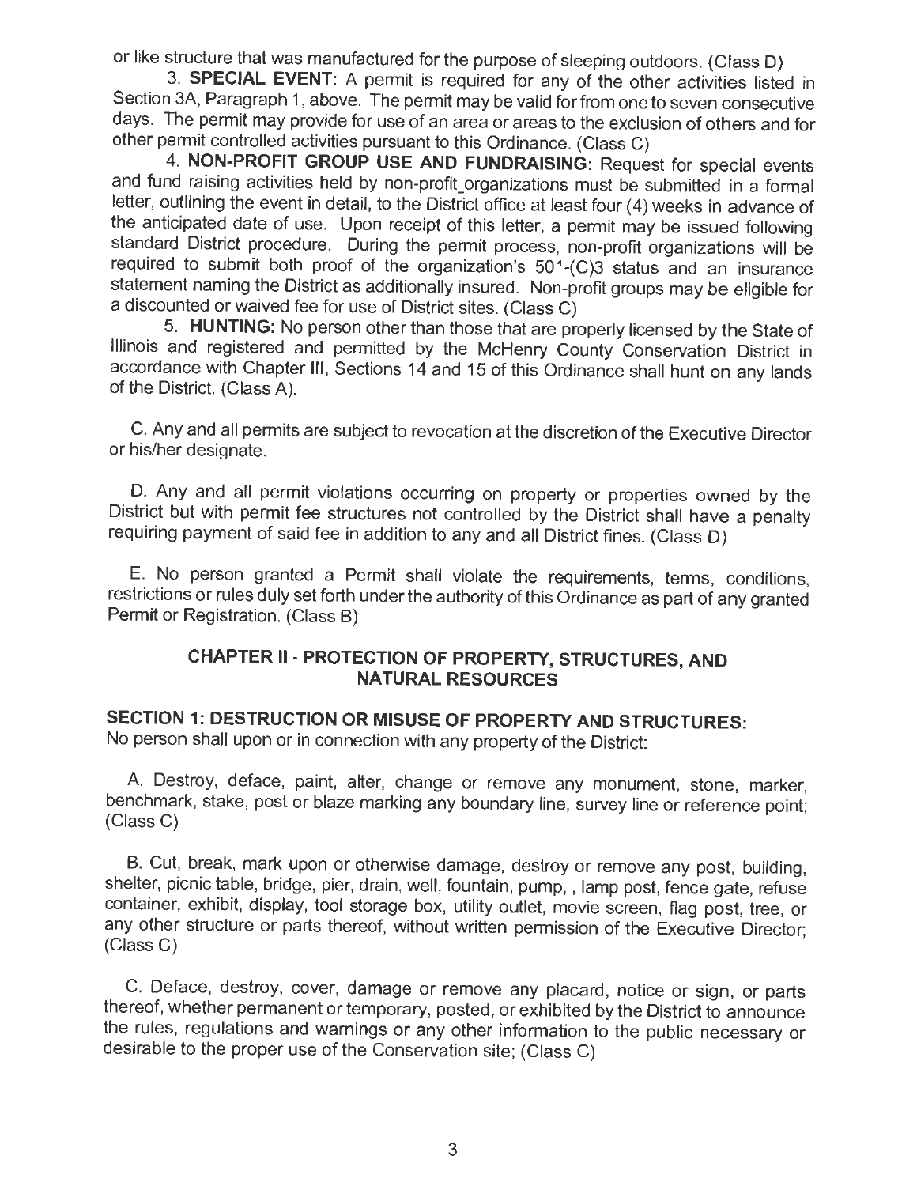or like structure that was manufactured for the purpose of sleeping outdoors. (Class D)

3. **SPECIAL EVENT:** A permit is required for any of the other activities listed in Section 3A, Paragraph 1, above. The permit may be valid for from one to seven consecutive days. The permit may provide for use of an area or areas to the exclusion of others and for other permit controlled activities pursuant to this Ordinance. (Class C)

4. **NON-PROFIT GROUP USE AND FUNDRAISING:** Request for special events and fund raising activities held by non-profit_organizations must be submitted in a formal letter, outlining the event in detail, to the District office at least four (4) weeks in advance of the anticipated date of use. Upon receipt of this letter, a permit may be issued following standard District procedure. During the permit process, non-profit organizations will be required to submit both proof of the organization's 501-(C)3 status and an insurance statement naming the District as additionally insured. Non-profit groups may be eligible for a discounted or waived fee for use of District sites. (Class C)

5. **HUNTING:** No person other than those that are properly licensed by the State of Illinois and registered and permitted by the McHenry County Conservation District in accordance with Chapter III, Sections 14 and 15 of this Ordinance shall hunt on any lands of the District. (Class A).

C. Any and all permits are subject to revocation at the discretion of the Executive Director or his/her designate.

D. Any and all permit violations occurring on property or properties owned by the District but with permit fee structures not controlled by the District shall have a penalty requiring payment of said fee in addition to any and all District fines. (Class D)

E. No person granted a Permit shall violate the requirements, terms, conditions, restrictions or rules duly set forth under the authority of this Ordinance as part of any granted Permit or Registration. (Class B)

## CHAPTER II - PROTECTION OF PROPERTY, STRUCTURES, AND NATURAL RESOURCES

### SECTION 1: DESTRUCTION OR MISUSE OF PROPERTY AND STRUCTURES:

No person shall upon or in connection with any property of the District:

A. Destroy, deface, paint, alter, change or remove any monument, stone, marker, benchmark, stake, post or blaze marking any boundary line, survey line or reference point; (Class C)

B. Cut, break, mark upon or otherwise damage, destroy or remove any post, building, shelter, picnic table, bridge, pier, drain, well, fountain, pump, , lamp post, fence gate, refuse container, exhibit, display, tool storage box, utility outlet, movie screen, flag post, tree, or any other structure or parts thereof, without written permission of the Executive Director; (Class C)

C. Deface, destroy, cover, damage or remove any placard, notice or sign, or parts thereof, whether permanent or temporary, posted, or exhibited by the District to announce the rules, regulations and warnings or any other information to the public necessary or desirable to the proper use of the Conservation site; (Class C)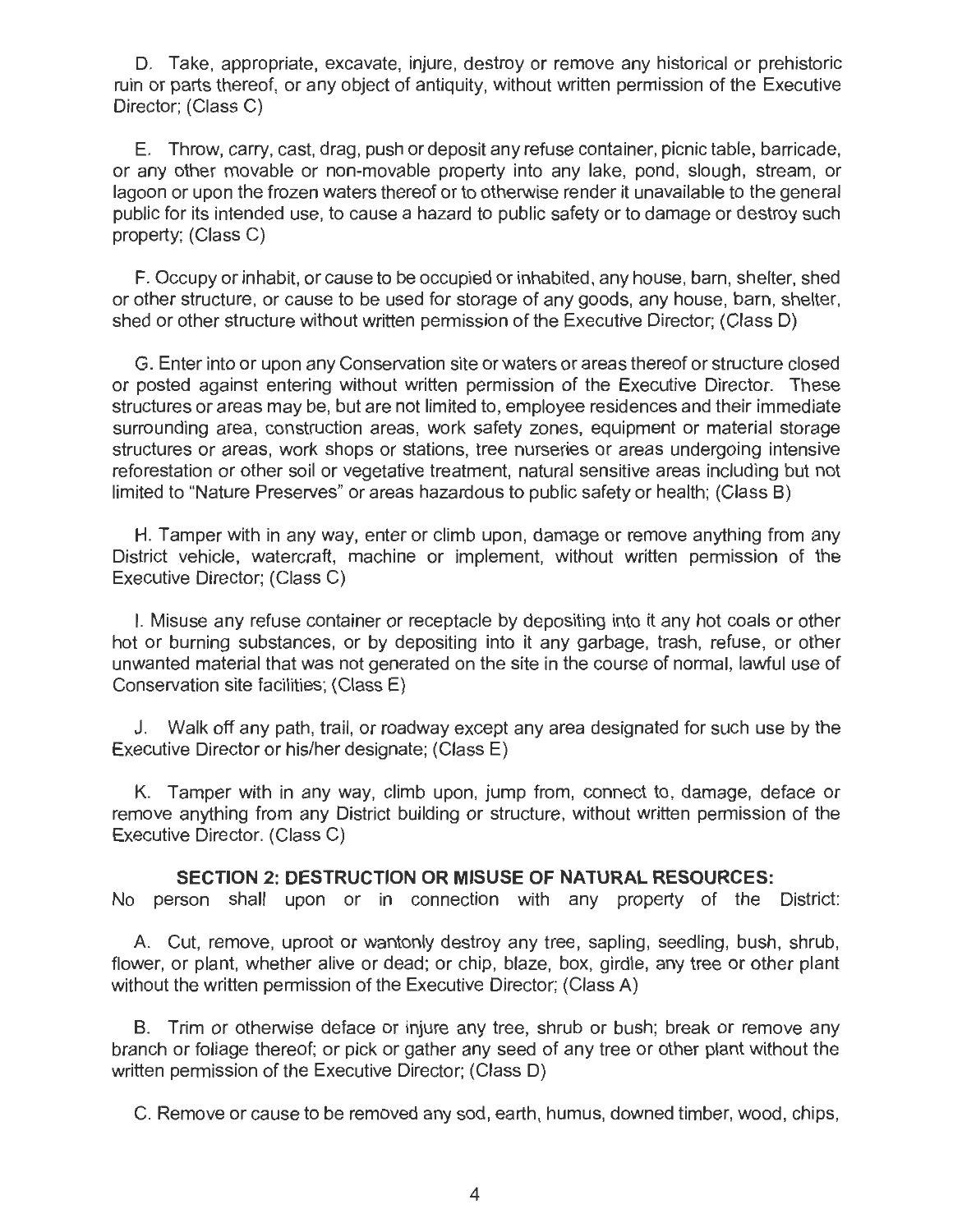D. Take, appropriate, excavate, injure, destroy or remove any historical or prehistoric ruin or parts thereof, or any object of antiquity, without written permission of the Executive Director; (Class C)

E. Throw, carry, cast, drag, push or deposit any refuse container, picnic table, barricade, or any other movable or non-movable property into any lake, pond, slough, stream, or lagoon or upon the frozen waters thereof or to otherwise render it unavailable to the general public for its intended use, to cause a hazard to public safety or to damage or destroy such property; (Class C)

F. Occupy or inhabit, or cause to be occupied or inhabited, any house, barn, shelter, shed or other structure, or cause to be used for storage of any goods, any house, barn, shelter, shed or other structure without written permission of the Executive Director; (Class D)

G. Enter into or upon any Conservation site or waters or areas thereof or structure closed or posted against entering without written permission of the Executive Director. These structures or areas may be, but are not limited to, employee residences and their immediate surrounding area, construction areas, work safety zones, equipment or material storage structures or areas, work shops or stations, tree nurseries or areas undergoing intensive reforestation or other soil or vegetative treatment, natural sensitive areas including but not limited to "Nature Preserves" or areas hazardous to public safety or health; (Class B)

H. Tamper with in any way, enter or climb upon, damage or remove anything from any District vehicle, watercraft, machine or implement, without written permission of the Executive Director; (Class C)

I. Misuse any refuse container or receptacle by depositing into it any hot coals or other hot or burning substances, or by depositing into it any garbage, trash, refuse, or other unwanted material that was not generated on the site in the course of normal, lawful use of Conservation site facilities; (Class E)

J. Walk off any path, trail, or roadway except any area designated for such use by the Executive Director or his/her designate; (Class E)

K. Tamper with in any way, climb upon, jump from, connect to, damage, deface or remove anything from any District building or structure, without written permission of the Executive Director. (Class C)

**SECTION 2: DESTRUCTION OR MISUSE OF NATURAL RESOURCES:**

No person shall upon or in connection with any property of the District:

A. Cut, remove, uproot or wantonly destroy any tree, sapling, seedling, bush, shrub, flower, or plant, whether alive or dead; or chip, blaze, box, girdle, any tree or other plant without the written permission of the Executive Director; (Class A)

B. Trim or otherwise deface or injure any tree, shrub or bush; break or remove any branch or foliage thereof; or pick or gather any seed of any tree or other plant without the written permission of the Executive Director; (Class D)

C. Remove or cause to be removed any sod, earth, humus, downed timber, wood, chips,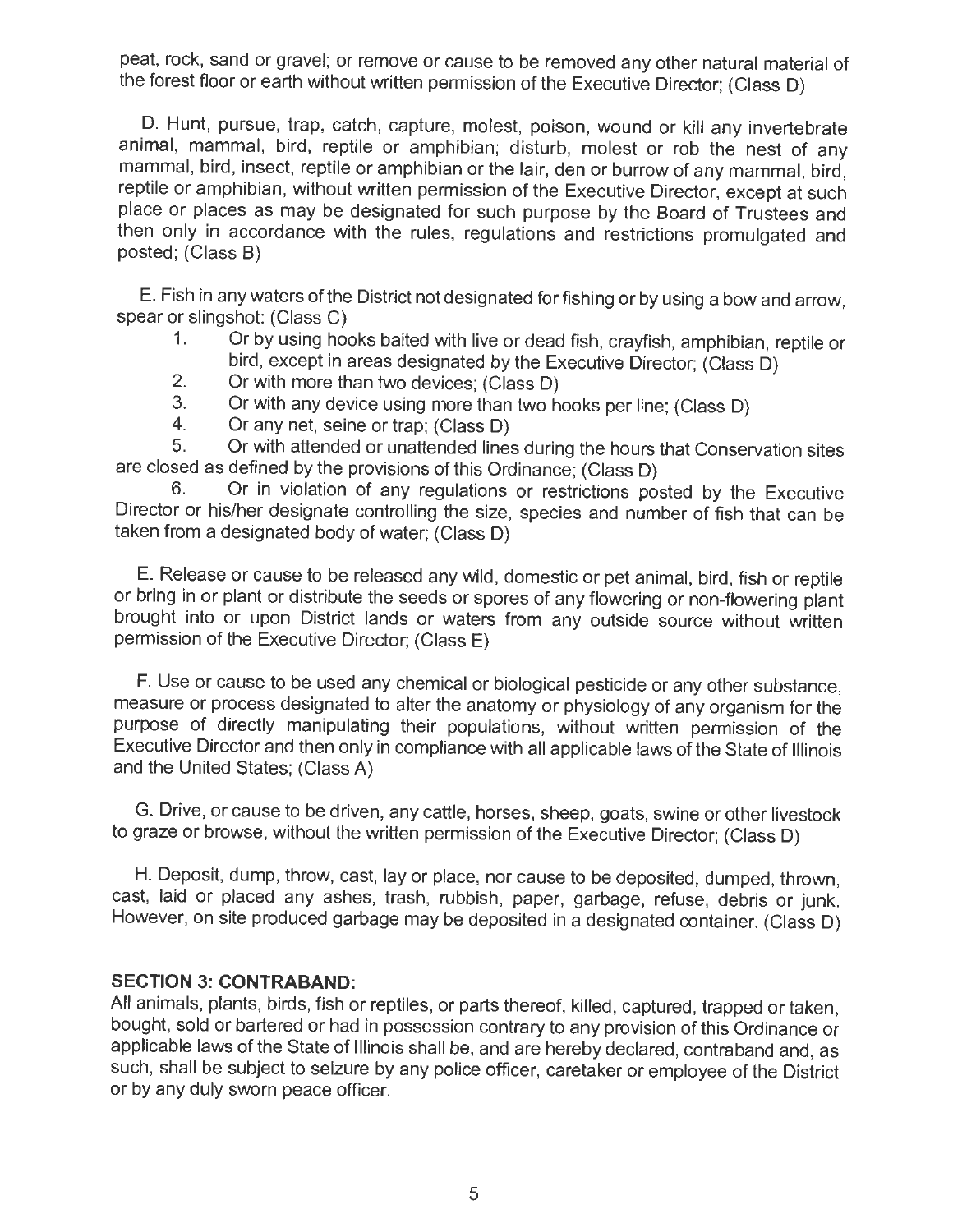peat, rock, sand or gravel; or remove or cause to be removed any other natural material of the forest floor or earth without written permission of the Executive Director; (Class D)

D. Hunt, pursue, trap, catch, capture, molest, poison, wound or kill any invertebrate animal, mammal, bird, reptile or amphibian; disturb, molest or rob the nest of any mammal, bird, insect, reptile or amphibian or the lair, den or burrow of any mammal, bird, reptile or amphibian, without written permission of the Executive Director, except at such place or places as may be designated for such purpose by the Board of Trustees and then only in accordance with the rules, regulations and restrictions promulgated and posted; (Class B)

E. Fish in any waters of the District not designated for fishing or by using a bow and arrow, spear or slingshot: (Class C)

1. Or by using hooks baited with live or dead fish, crayfish, amphibian, reptile or bird, except in areas designated by the Executive Director; (Class D)
2. Or with more than two devices; (Class D)
3. Or with any device using more than two hooks per line; (Class D)
4. Or any net, seine or trap; (Class D)
5. Or with attended or unattended lines during the hours that Conservation sites are closed as defined by the provisions of this Ordinance; (Class D)
6. Or in violation of any regulations or restrictions posted by the Executive Director or his/her designate controlling the size, species and number of fish that can be taken from a designated body of water; (Class D)

E. Release or cause to be released any wild, domestic or pet animal, bird, fish or reptile or bring in or plant or distribute the seeds or spores of any flowering or non-flowering plant brought into or upon District lands or waters from any outside source without written permission of the Executive Director; (Class E)

F. Use or cause to be used any chemical or biological pesticide or any other substance, measure or process designated to alter the anatomy or physiology of any organism for the purpose of directly manipulating their populations, without written permission of the Executive Director and then only in compliance with all applicable laws of the State of Illinois and the United States; (Class A)

G. Drive, or cause to be driven, any cattle, horses, sheep, goats, swine or other livestock to graze or browse, without the written permission of the Executive Director; (Class D)

H. Deposit, dump, throw, cast, lay or place, nor cause to be deposited, dumped, thrown, cast, laid or placed any ashes, trash, rubbish, paper, garbage, refuse, debris or junk. However, on site produced garbage may be deposited in a designated container. (Class D)

**SECTION 3: CONTRABAND:**

All animals, plants, birds, fish or reptiles, or parts thereof, killed, captured, trapped or taken, bought, sold or bartered or had in possession contrary to any provision of this Ordinance or applicable laws of the State of Illinois shall be, and are hereby declared, contraband and, as such, shall be subject to seizure by any police officer, caretaker or employee of the District or by any duly sworn peace officer.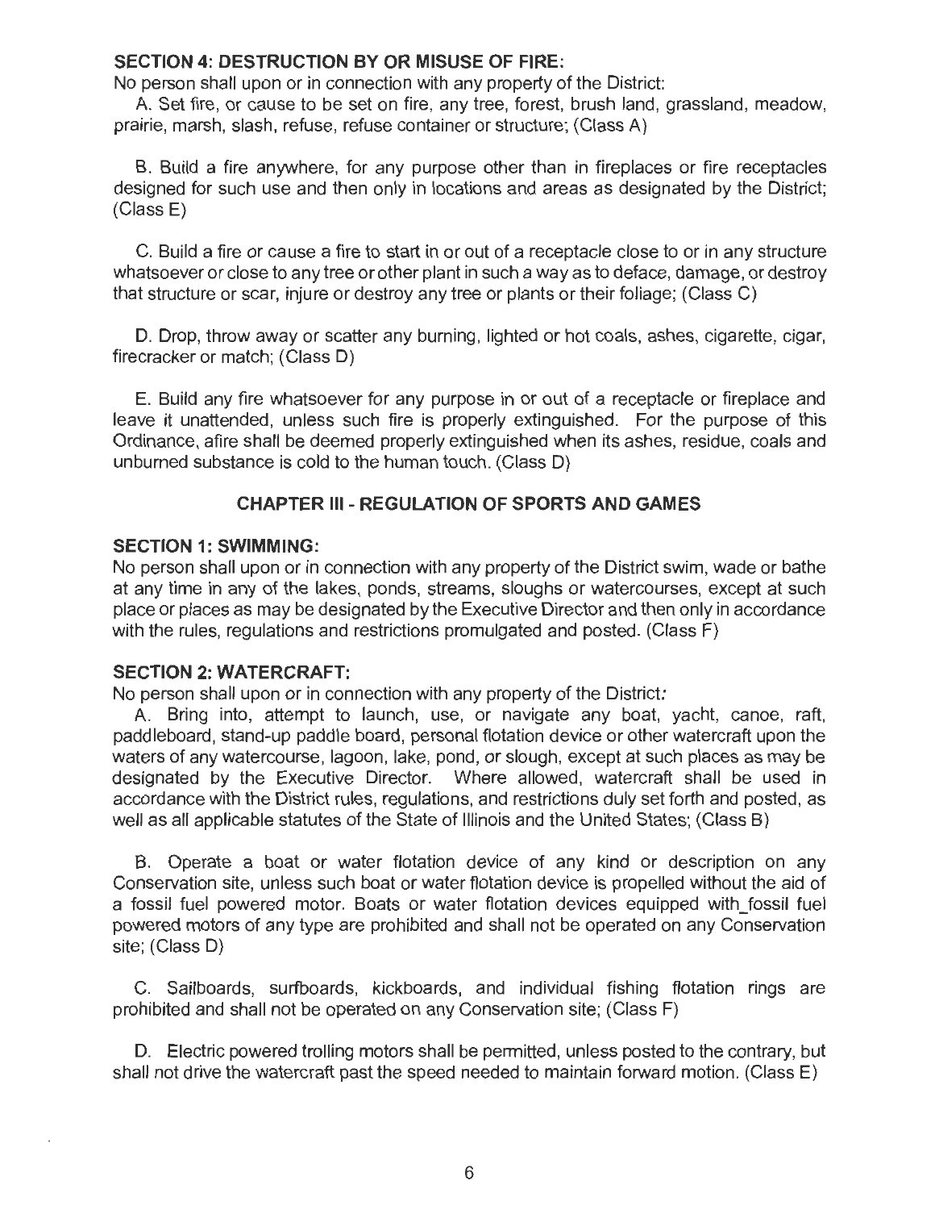### SECTION 4: DESTRUCTION BY OR MISUSE OF FIRE:

No person shall upon or in connection with any property of the District:

A. Set fire, or cause to be set on fire, any tree, forest, brush land, grassland, meadow, prairie, marsh, slash, refuse, refuse container or structure; (Class A)

B. Build a fire anywhere, for any purpose other than in fireplaces or fire receptacles designed for such use and then only in locations and areas as designated by the District; (Class E)

C. Build a fire or cause a fire to start in or out of a receptacle close to or in any structure whatsoever or close to any tree or other plant in such a way as to deface, damage, or destroy that structure or scar, injure or destroy any tree or plants or their foliage; (Class C)

D. Drop, throw away or scatter any burning, lighted or hot coals, ashes, cigarette, cigar, firecracker or match; (Class D)

E. Build any fire whatsoever for any purpose in or out of a receptacle or fireplace and leave it unattended, unless such fire is properly extinguished. For the purpose of this Ordinance, afire shall be deemed properly extinguished when its ashes, residue, coals and unburned substance is cold to the human touch. (Class D)

## CHAPTER III - REGULATION OF SPORTS AND GAMES

### SECTION 1: SWIMMING:

No person shall upon or in connection with any property of the District swim, wade or bathe at any time in any of the lakes, ponds, streams, sloughs or watercourses, except at such place or places as may be designated by the Executive Director and then only in accordance with the rules, regulations and restrictions promulgated and posted. (Class F)

### SECTION 2: WATERCRAFT:

No person shall upon or in connection with any property of the District:

A. Bring into, attempt to launch, use, or navigate any boat, yacht, canoe, raft, paddleboard, stand-up paddle board, personal flotation device or other watercraft upon the waters of any watercourse, lagoon, lake, pond, or slough, except at such places as may be designated by the Executive Director. Where allowed, watercraft shall be used in accordance with the District rules, regulations, and restrictions duly set forth and posted, as well as all applicable statutes of the State of Illinois and the United States; (Class B)

B. Operate a boat or water flotation device of any kind or description on any Conservation site, unless such boat or water flotation device is propelled without the aid of a fossil fuel powered motor. Boats or water flotation devices equipped with_fossil fuel powered motors of any type are prohibited and shall not be operated on any Conservation site; (Class D)

C. Sailboards, surfboards, kickboards, and individual fishing flotation rings are prohibited and shall not be operated on any Conservation site; (Class F)

D. Electric powered trolling motors shall be permitted, unless posted to the contrary, but shall not drive the watercraft past the speed needed to maintain forward motion. (Class E)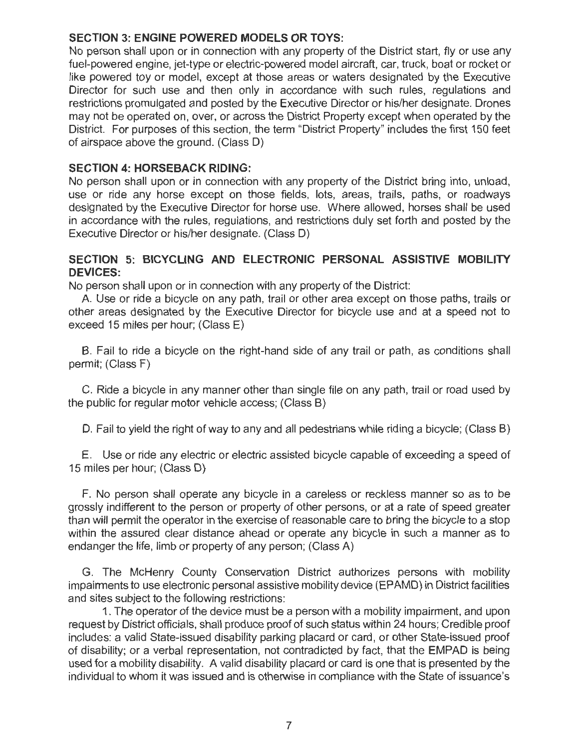**SECTION 3: ENGINE POWERED MODELS OR TOYS:**

No person shall upon or in connection with any property of the District start, fly or use any fuel-powered engine, jet-type or electric-powered model aircraft, car, truck, boat or rocket or like powered toy or model, except at those areas or waters designated by the Executive Director for such use and then only in accordance with such rules, regulations and restrictions promulgated and posted by the Executive Director or his/her designate. Drones may not be operated on, over, or across the District Property except when operated by the District. For purposes of this section, the term "District Property" includes the first 150 feet of airspace above the ground. (Class D)

**SECTION 4: HORSEBACK RIDING:**

No person shall upon or in connection with any property of the District bring into, unload, use or ride any horse except on those fields, lots, areas, trails, paths, or roadways designated by the Executive Director for horse use. Where allowed, horses shall be used in accordance with the rules, regulations, and restrictions duly set forth and posted by the Executive Director or his/her designate. (Class D)

**SECTION 5: BICYCLING AND ELECTRONIC PERSONAL ASSISTIVE MOBILITY DEVICES:**

No person shall upon or in connection with any property of the District:

A. Use or ride a bicycle on any path, trail or other area except on those paths, trails or other areas designated by the Executive Director for bicycle use and at a speed not to exceed 15 miles per hour; (Class E)

B. Fail to ride a bicycle on the right-hand side of any trail or path, as conditions shall permit; (Class F)

C. Ride a bicycle in any manner other than single file on any path, trail or road used by the public for regular motor vehicle access; (Class B)

D. Fail to yield the right of way to any and all pedestrians while riding a bicycle; (Class B)

E. Use or ride any electric or electric assisted bicycle capable of exceeding a speed of 15 miles per hour; (Class D)

F. No person shall operate any bicycle in a careless or reckless manner so as to be grossly indifferent to the person or property of other persons, or at a rate of speed greater than will permit the operator in the exercise of reasonable care to bring the bicycle to a stop within the assured clear distance ahead or operate any bicycle in such a manner as to endanger the life, limb or property of any person; (Class A)

G. The McHenry County Conservation District authorizes persons with mobility impairments to use electronic personal assistive mobility device (EPAMD) in District facilities and sites subject to the following restrictions:

1. The operator of the device must be a person with a mobility impairment, and upon request by District officials, shall produce proof of such status within 24 hours; Credible proof includes: a valid State-issued disability parking placard or card, or other State-issued proof of disability; or a verbal representation, not contradicted by fact, that the EMPAD is being used for a mobility disability. A valid disability placard or card is one that is presented by the individual to whom it was issued and is otherwise in compliance with the State of issuance's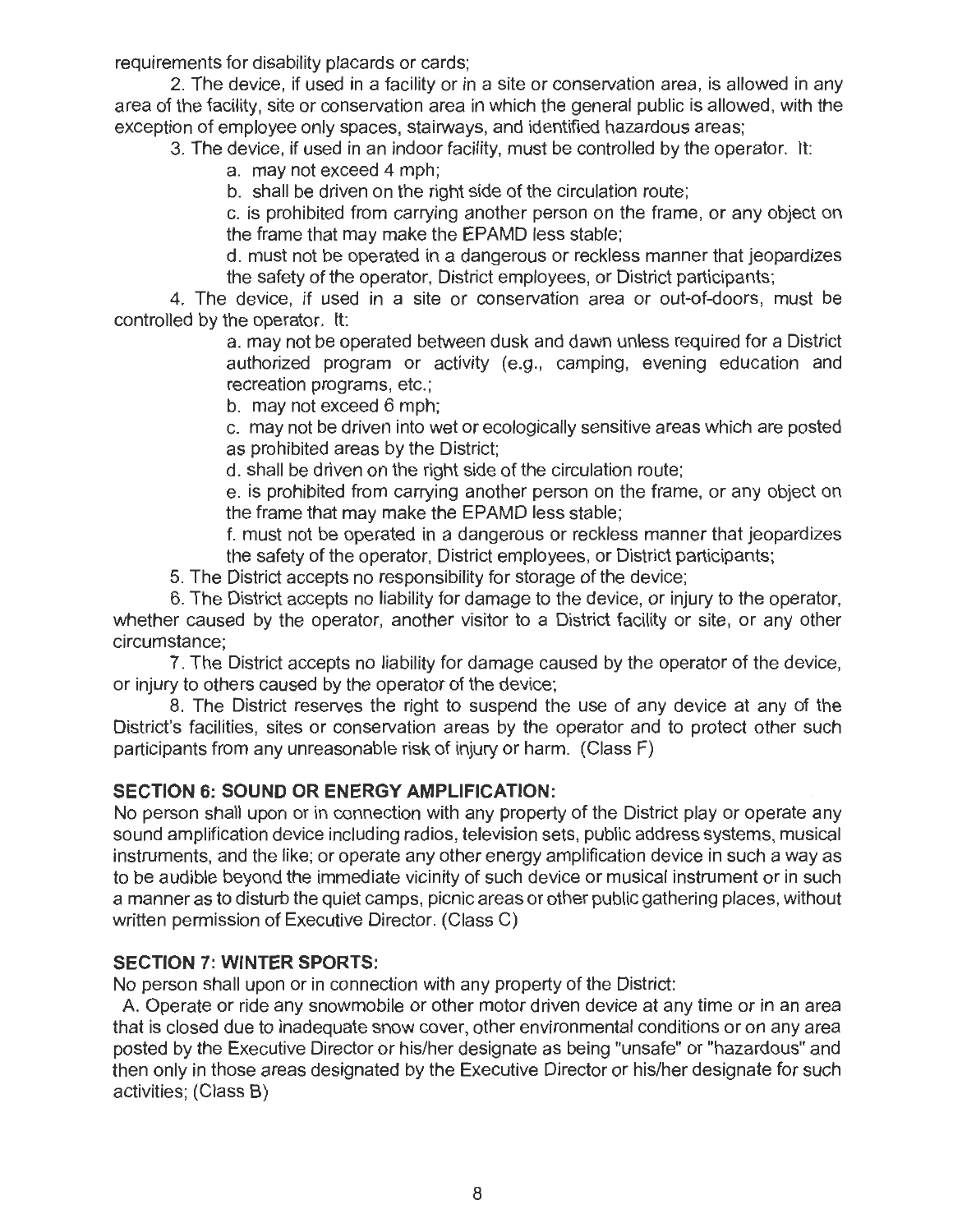requirements for disability placards or cards;

2. The device, if used in a facility or in a site or conservation area, is allowed in any area of the facility, site or conservation area in which the general public is allowed, with the exception of employee only spaces, stairways, and identified hazardous areas;

3. The device, if used in an indoor facility, must be controlled by the operator. It:

   a. may not exceed 4 mph;

   b. shall be driven on the right side of the circulation route;

   c. is prohibited from carrying another person on the frame, or any object on the frame that may make the EPAMD less stable;

   d. must not be operated in a dangerous or reckless manner that jeopardizes the safety of the operator, District employees, or District participants;

4. The device, if used in a site or conservation area or out-of-doors, must be controlled by the operator. It:

   a. may not be operated between dusk and dawn unless required for a District authorized program or activity (e.g., camping, evening education and recreation programs, etc.;

   b. may not exceed 6 mph;

   c. may not be driven into wet or ecologically sensitive areas which are posted as prohibited areas by the District;

   d. shall be driven on the right side of the circulation route;

   e. is prohibited from carrying another person on the frame, or any object on the frame that may make the EPAMD less stable;

   f. must not be operated in a dangerous or reckless manner that jeopardizes the safety of the operator, District employees, or District participants;

5. The District accepts no responsibility for storage of the device;

6. The District accepts no liability for damage to the device, or injury to the operator, whether caused by the operator, another visitor to a District facility or site, or any other circumstance;

7. The District accepts no liability for damage caused by the operator of the device, or injury to others caused by the operator of the device;

8. The District reserves the right to suspend the use of any device at any of the District's facilities, sites or conservation areas by the operator and to protect other such participants from any unreasonable risk of injury or harm. (Class F)

## SECTION 6: SOUND OR ENERGY AMPLIFICATION:

No person shall upon or in connection with any property of the District play or operate any sound amplification device including radios, television sets, public address systems, musical instruments, and the like; or operate any other energy amplification device in such a way as to be audible beyond the immediate vicinity of such device or musical instrument or in such a manner as to disturb the quiet camps, picnic areas or other public gathering places, without written permission of Executive Director. (Class C)

## SECTION 7: WINTER SPORTS:

No person shall upon or in connection with any property of the District:

A. Operate or ride any snowmobile or other motor driven device at any time or in an area that is closed due to inadequate snow cover, other environmental conditions or on any area posted by the Executive Director or his/her designate as being "unsafe" or "hazardous" and then only in those areas designated by the Executive Director or his/her designate for such activities; (Class B)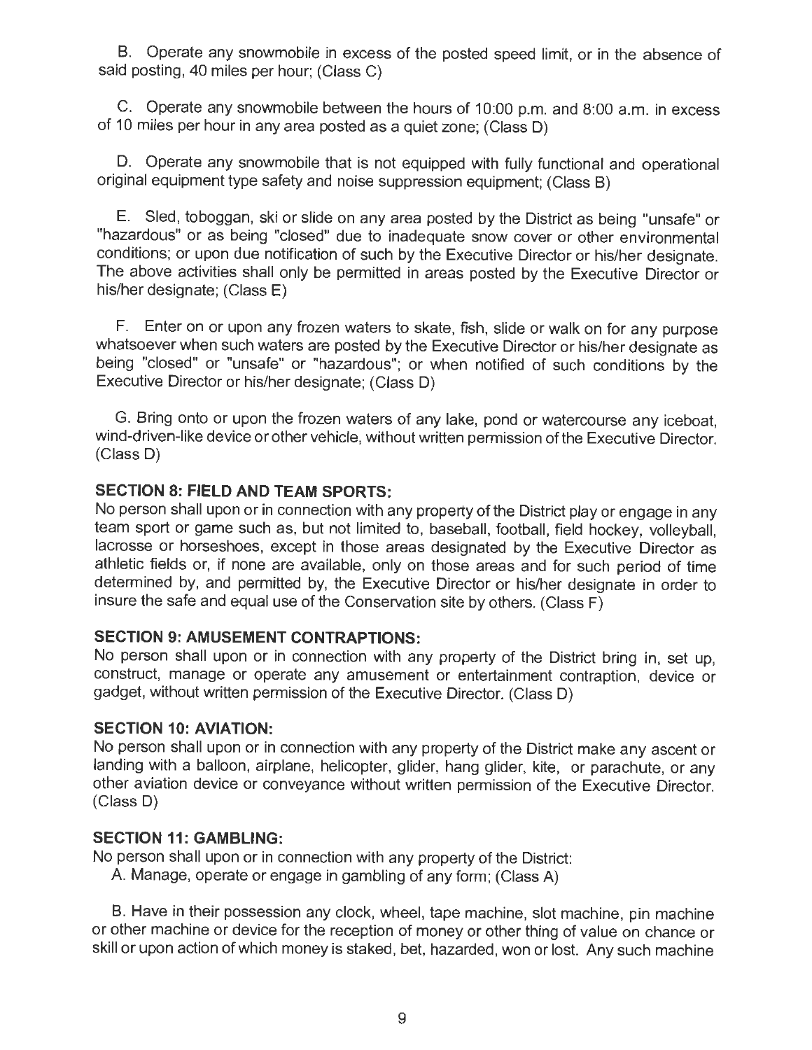B. Operate any snowmobile in excess of the posted speed limit, or in the absence of said posting, 40 miles per hour; (Class C)

C. Operate any snowmobile between the hours of 10:00 p.m. and 8:00 a.m. in excess of 10 miles per hour in any area posted as a quiet zone; (Class D)

D. Operate any snowmobile that is not equipped with fully functional and operational original equipment type safety and noise suppression equipment; (Class B)

E. Sled, toboggan, ski or slide on any area posted by the District as being "unsafe" or "hazardous" or as being "closed" due to inadequate snow cover or other environmental conditions; or upon due notification of such by the Executive Director or his/her designate. The above activities shall only be permitted in areas posted by the Executive Director or his/her designate; (Class E)

F. Enter on or upon any frozen waters to skate, fish, slide or walk on for any purpose whatsoever when such waters are posted by the Executive Director or his/her designate as being "closed" or "unsafe" or "hazardous"; or when notified of such conditions by the Executive Director or his/her designate; (Class D)

G. Bring onto or upon the frozen waters of any lake, pond or watercourse any iceboat, wind-driven-like device or other vehicle, without written permission of the Executive Director. (Class D)

**SECTION 8: FIELD AND TEAM SPORTS:**
No person shall upon or in connection with any property of the District play or engage in any team sport or game such as, but not limited to, baseball, football, field hockey, volleyball, lacrosse or horseshoes, except in those areas designated by the Executive Director as athletic fields or, if none are available, only on those areas and for such period of time determined by, and permitted by, the Executive Director or his/her designate in order to insure the safe and equal use of the Conservation site by others. (Class F)

**SECTION 9: AMUSEMENT CONTRAPTIONS:**
No person shall upon or in connection with any property of the District bring in, set up, construct, manage or operate any amusement or entertainment contraption, device or gadget, without written permission of the Executive Director. (Class D)

**SECTION 10: AVIATION:**
No person shall upon or in connection with any property of the District make any ascent or landing with a balloon, airplane, helicopter, glider, hang glider, kite, or parachute, or any other aviation device or conveyance without written permission of the Executive Director. (Class D)

**SECTION 11: GAMBLING:**
No person shall upon or in connection with any property of the District:

A. Manage, operate or engage in gambling of any form; (Class A)

B. Have in their possession any clock, wheel, tape machine, slot machine, pin machine or other machine or device for the reception of money or other thing of value on chance or skill or upon action of which money is staked, bet, hazarded, won or lost. Any such machine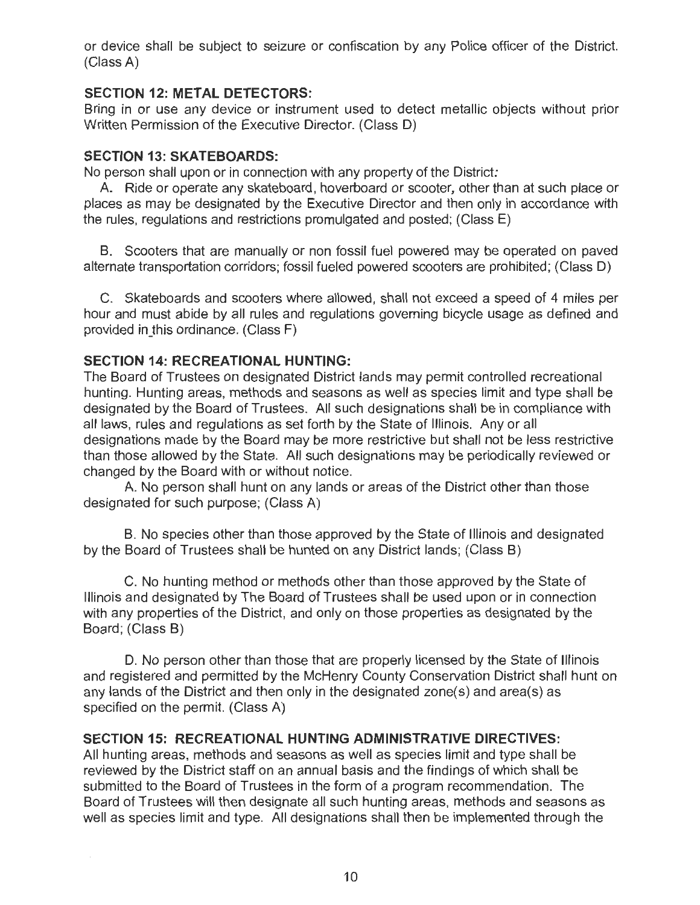or device shall be subject to seizure or confiscation by any Police officer of the District. (Class A)

### SECTION 12: METAL DETECTORS:

Bring in or use any device or instrument used to detect metallic objects without prior Written Permission of the Executive Director. (Class D)

### SECTION 13: SKATEBOARDS:

No person shall upon or in connection with any property of the District:

A. Ride or operate any skateboard, hoverboard or scooter, other than at such place or places as may be designated by the Executive Director and then only in accordance with the rules, regulations and restrictions promulgated and posted; (Class E)

B. Scooters that are manually or non fossil fuel powered may be operated on paved alternate transportation corridors; fossil fueled powered scooters are prohibited; (Class D)

C. Skateboards and scooters where allowed, shall not exceed a speed of 4 miles per hour and must abide by all rules and regulations governing bicycle usage as defined and provided in this ordinance. (Class F)

### SECTION 14: RECREATIONAL HUNTING:

The Board of Trustees on designated District lands may permit controlled recreational hunting. Hunting areas, methods and seasons as well as species limit and type shall be designated by the Board of Trustees. All such designations shall be in compliance with all laws, rules and regulations as set forth by the State of Illinois. Any or all designations made by the Board may be more restrictive but shall not be less restrictive than those allowed by the State. All such designations may be periodically reviewed or changed by the Board with or without notice.

A. No person shall hunt on any lands or areas of the District other than those designated for such purpose; (Class A)

B. No species other than those approved by the State of Illinois and designated by the Board of Trustees shall be hunted on any District lands; (Class B)

C. No hunting method or methods other than those approved by the State of Illinois and designated by The Board of Trustees shall be used upon or in connection with any properties of the District, and only on those properties as designated by the Board; (Class B)

D. No person other than those that are properly licensed by the State of Illinois and registered and permitted by the McHenry County Conservation District shall hunt on any lands of the District and then only in the designated zone(s) and area(s) as specified on the permit. (Class A)

### SECTION 15: RECREATIONAL HUNTING ADMINISTRATIVE DIRECTIVES:

All hunting areas, methods and seasons as well as species limit and type shall be reviewed by the District staff on an annual basis and the findings of which shall be submitted to the Board of Trustees in the form of a program recommendation. The Board of Trustees will then designate all such hunting areas, methods and seasons as well as species limit and type. All designations shall then be implemented through the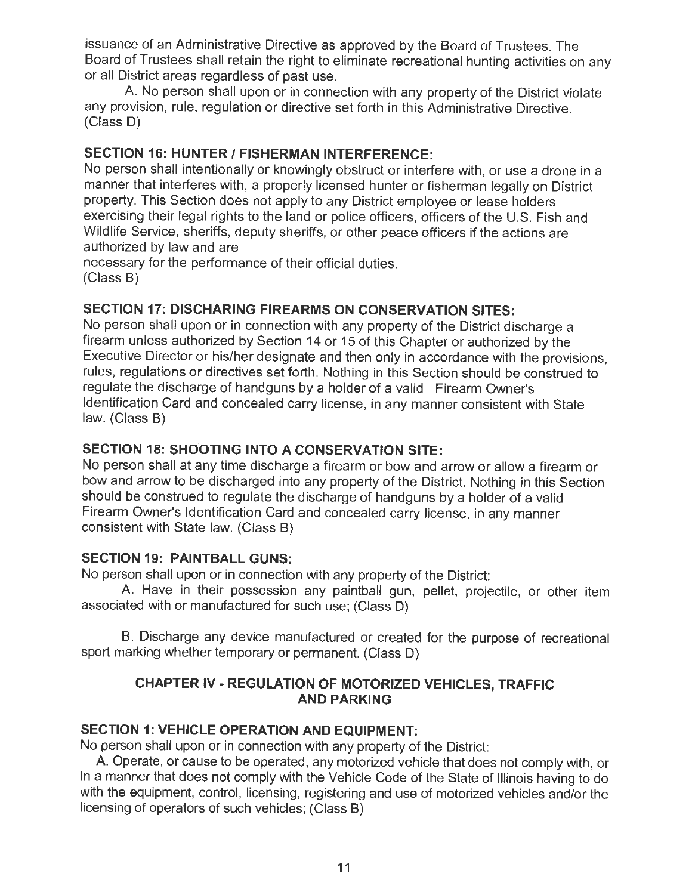issuance of an Administrative Directive as approved by the Board of Trustees. The Board of Trustees shall retain the right to eliminate recreational hunting activities on any or all District areas regardless of past use.

A. No person shall upon or in connection with any property of the District violate any provision, rule, regulation or directive set forth in this Administrative Directive. (Class D)

### SECTION 16: HUNTER / FISHERMAN INTERFERENCE:

No person shall intentionally or knowingly obstruct or interfere with, or use a drone in a manner that interferes with, a properly licensed hunter or fisherman legally on District property. This Section does not apply to any District employee or lease holders exercising their legal rights to the land or police officers, officers of the U.S. Fish and Wildlife Service, sheriffs, deputy sheriffs, or other peace officers if the actions are authorized by law and are necessary for the performance of their official duties.
(Class B)

### SECTION 17: DISCHARING FIREARMS ON CONSERVATION SITES:

No person shall upon or in connection with any property of the District discharge a firearm unless authorized by Section 14 or 15 of this Chapter or authorized by the Executive Director or his/her designate and then only in accordance with the provisions, rules, regulations or directives set forth. Nothing in this Section should be construed to regulate the discharge of handguns by a holder of a valid Firearm Owner's Identification Card and concealed carry license, in any manner consistent with State law. (Class B)

### SECTION 18: SHOOTING INTO A CONSERVATION SITE:

No person shall at any time discharge a firearm or bow and arrow or allow a firearm or bow and arrow to be discharged into any property of the District. Nothing in this Section should be construed to regulate the discharge of handguns by a holder of a valid Firearm Owner's Identification Card and concealed carry license, in any manner consistent with State law. (Class B)

### SECTION 19: PAINTBALL GUNS:

No person shall upon or in connection with any property of the District:

A. Have in their possession any paintball gun, pellet, projectile, or other item associated with or manufactured for such use; (Class D)

B. Discharge any device manufactured or created for the purpose of recreational sport marking whether temporary or permanent. (Class D)

## CHAPTER IV - REGULATION OF MOTORIZED VEHICLES, TRAFFIC AND PARKING

### SECTION 1: VEHICLE OPERATION AND EQUIPMENT:

No person shall upon or in connection with any property of the District:

A. Operate, or cause to be operated, any motorized vehicle that does not comply with, or in a manner that does not comply with the Vehicle Code of the State of Illinois having to do with the equipment, control, licensing, registering and use of motorized vehicles and/or the licensing of operators of such vehicles; (Class B)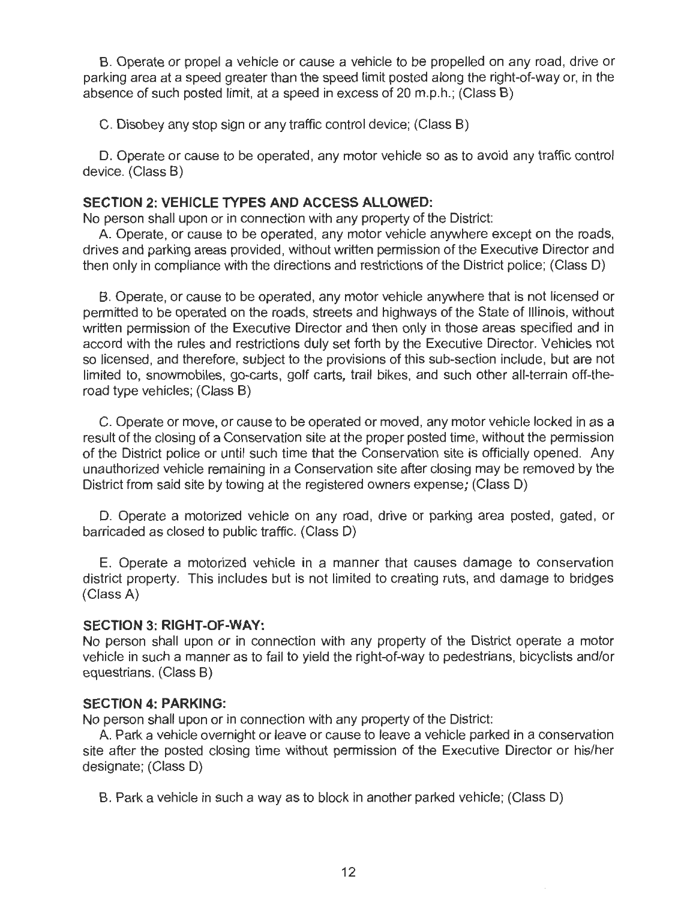B. Operate or propel a vehicle or cause a vehicle to be propelled on any road, drive or parking area at a speed greater than the speed limit posted along the right-of-way or, in the absence of such posted limit, at a speed in excess of 20 m.p.h.; (Class B)

C. Disobey any stop sign or any traffic control device; (Class B)

D. Operate or cause to be operated, any motor vehicle so as to avoid any traffic control device. (Class B)

**SECTION 2: VEHICLE TYPES AND ACCESS ALLOWED:**
No person shall upon or in connection with any property of the District:

A. Operate, or cause to be operated, any motor vehicle anywhere except on the roads, drives and parking areas provided, without written permission of the Executive Director and then only in compliance with the directions and restrictions of the District police; (Class D)

B. Operate, or cause to be operated, any motor vehicle anywhere that is not licensed or permitted to be operated on the roads, streets and highways of the State of Illinois, without written permission of the Executive Director and then only in those areas specified and in accord with the rules and restrictions duly set forth by the Executive Director. Vehicles not so licensed, and therefore, subject to the provisions of this sub-section include, but are not limited to, snowmobiles, go-carts, golf carts, trail bikes, and such other all-terrain off-the-road type vehicles; (Class B)

C. Operate or move, or cause to be operated or moved, any motor vehicle locked in as a result of the closing of a Conservation site at the proper posted time, without the permission of the District police or until such time that the Conservation site is officially opened. Any unauthorized vehicle remaining in a Conservation site after closing may be removed by the District from said site by towing at the registered owners expense; (Class D)

D. Operate a motorized vehicle on any road, drive or parking area posted, gated, or barricaded as closed to public traffic. (Class D)

E. Operate a motorized vehicle in a manner that causes damage to conservation district property. This includes but is not limited to creating ruts, and damage to bridges (Class A)

**SECTION 3: RIGHT-OF-WAY:**
No person shall upon or in connection with any property of the District operate a motor vehicle in such a manner as to fail to yield the right-of-way to pedestrians, bicyclists and/or equestrians. (Class B)

**SECTION 4: PARKING:**
No person shall upon or in connection with any property of the District:

A. Park a vehicle overnight or leave or cause to leave a vehicle parked in a conservation site after the posted closing time without permission of the Executive Director or his/her designate; (Class D)

B. Park a vehicle in such a way as to block in another parked vehicle; (Class D)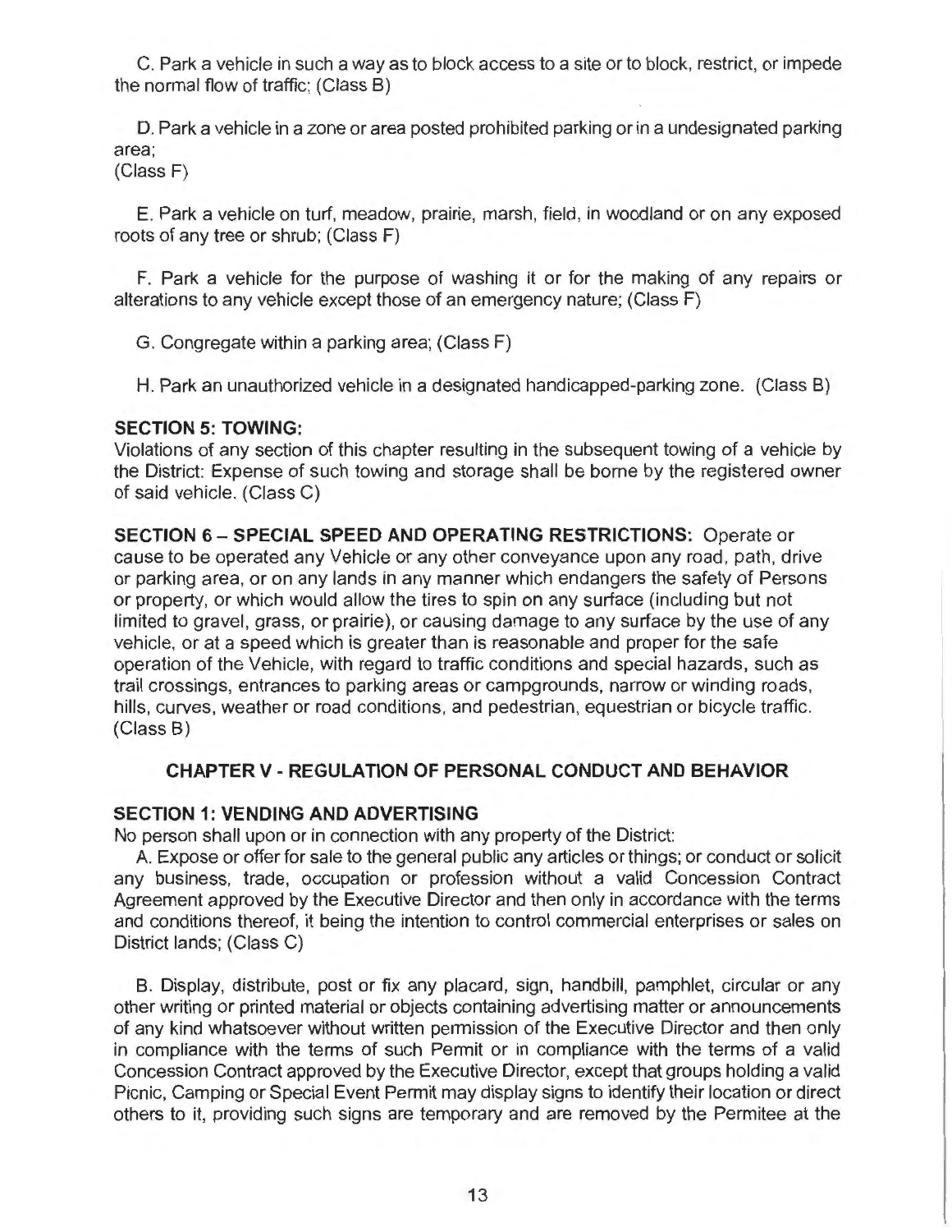C. Park a vehicle in such a way as to block access to a site or to block, restrict, or impede the normal flow of traffic; (Class B)

D. Park a vehicle in a zone or area posted prohibited parking or in a undesignated parking area;
(Class F)

E. Park a vehicle on turf, meadow, prairie, marsh, field, in woodland or on any exposed roots of any tree or shrub; (Class F)

F. Park a vehicle for the purpose of washing it or for the making of any repairs or alterations to any vehicle except those of an emergency nature; (Class F)

G. Congregate within a parking area; (Class F)

H. Park an unauthorized vehicle in a designated handicapped-parking zone. (Class B)

**SECTION 5: TOWING:**
Violations of any section of this chapter resulting in the subsequent towing of a vehicle by the District: Expense of such towing and storage shall be borne by the registered owner of said vehicle. (Class C)

**SECTION 6 – SPECIAL SPEED AND OPERATING RESTRICTIONS:** Operate or cause to be operated any Vehicle or any other conveyance upon any road, path, drive or parking area, or on any lands in any manner which endangers the safety of Persons or property, or which would allow the tires to spin on any surface (including but not limited to gravel, grass, or prairie), or causing damage to any surface by the use of any vehicle, or at a speed which is greater than is reasonable and proper for the safe operation of the Vehicle, with regard to traffic conditions and special hazards, such as trail crossings, entrances to parking areas or campgrounds, narrow or winding roads, hills, curves, weather or road conditions, and pedestrian, equestrian or bicycle traffic. (Class B)

## CHAPTER V - REGULATION OF PERSONAL CONDUCT AND BEHAVIOR

**SECTION 1: VENDING AND ADVERTISING**
No person shall upon or in connection with any property of the District:

A. Expose or offer for sale to the general public any articles or things; or conduct or solicit any business, trade, occupation or profession without a valid Concession Contract Agreement approved by the Executive Director and then only in accordance with the terms and conditions thereof, it being the intention to control commercial enterprises or sales on District lands; (Class C)

B. Display, distribute, post or fix any placard, sign, handbill, pamphlet, circular or any other writing or printed material or objects containing advertising matter or announcements of any kind whatsoever without written permission of the Executive Director and then only in compliance with the terms of such Permit or in compliance with the terms of a valid Concession Contract approved by the Executive Director, except that groups holding a valid Picnic, Camping or Special Event Permit may display signs to identify their location or direct others to it, providing such signs are temporary and are removed by the Permitee at the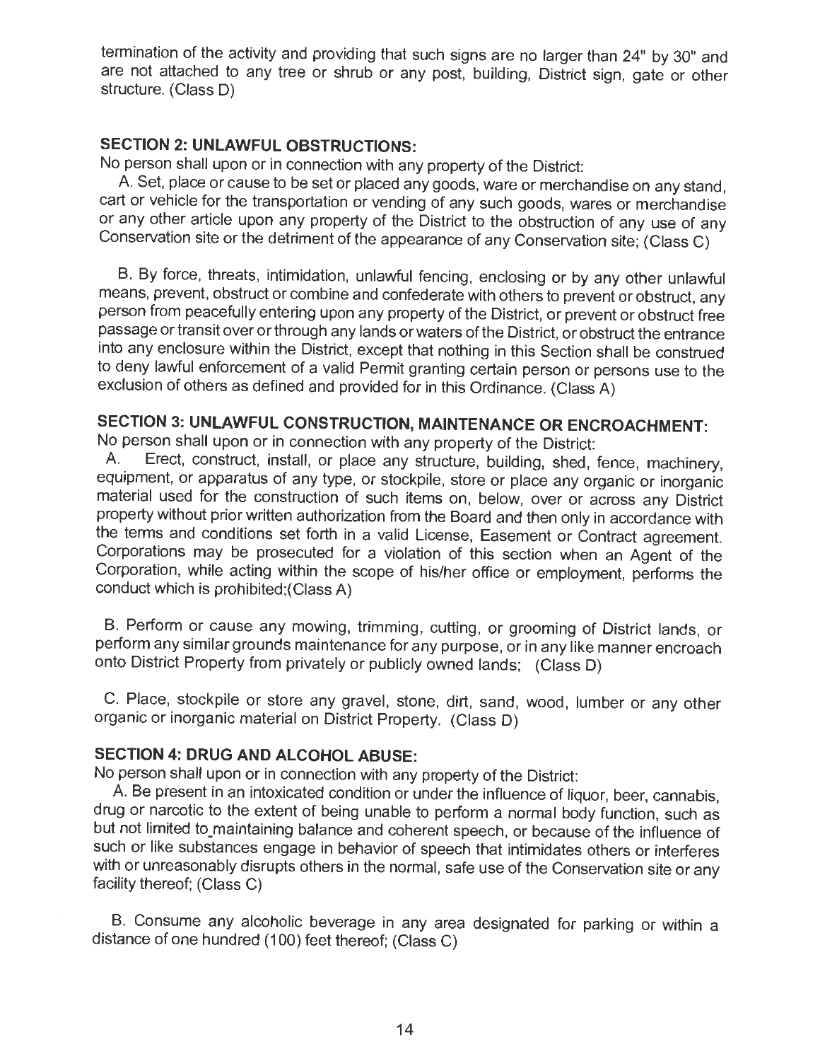termination of the activity and providing that such signs are no larger than 24" by 30" and are not attached to any tree or shrub or any post, building, District sign, gate or other structure. (Class D)

### SECTION 2: UNLAWFUL OBSTRUCTIONS:

No person shall upon or in connection with any property of the District:

A. Set, place or cause to be set or placed any goods, ware or merchandise on any stand, cart or vehicle for the transportation or vending of any such goods, wares or merchandise or any other article upon any property of the District to the obstruction of any use of any Conservation site or the detriment of the appearance of any Conservation site; (Class C)

B. By force, threats, intimidation, unlawful fencing, enclosing or by any other unlawful means, prevent, obstruct or combine and confederate with others to prevent or obstruct, any person from peacefully entering upon any property of the District, or prevent or obstruct free passage or transit over or through any lands or waters of the District, or obstruct the entrance into any enclosure within the District, except that nothing in this Section shall be construed to deny lawful enforcement of a valid Permit granting certain person or persons use to the exclusion of others as defined and provided for in this Ordinance. (Class A)

### SECTION 3: UNLAWFUL CONSTRUCTION, MAINTENANCE OR ENCROACHMENT:

No person shall upon or in connection with any property of the District:

A. Erect, construct, install, or place any structure, building, shed, fence, machinery, equipment, or apparatus of any type, or stockpile, store or place any organic or inorganic material used for the construction of such items on, below, over or across any District property without prior written authorization from the Board and then only in accordance with the terms and conditions set forth in a valid License, Easement or Contract agreement. Corporations may be prosecuted for a violation of this section when an Agent of the Corporation, while acting within the scope of his/her office or employment, performs the conduct which is prohibited;(Class A)

B. Perform or cause any mowing, trimming, cutting, or grooming of District lands, or perform any similar grounds maintenance for any purpose, or in any like manner encroach onto District Property from privately or publicly owned lands; (Class D)

C. Place, stockpile or store any gravel, stone, dirt, sand, wood, lumber or any other organic or inorganic material on District Property. (Class D)

### SECTION 4: DRUG AND ALCOHOL ABUSE:

No person shall upon or in connection with any property of the District:

A. Be present in an intoxicated condition or under the influence of liquor, beer, cannabis, drug or narcotic to the extent of being unable to perform a normal body function, such as but not limited to maintaining balance and coherent speech, or because of the influence of such or like substances engage in behavior of speech that intimidates others or interferes with or unreasonably disrupts others in the normal, safe use of the Conservation site or any facility thereof; (Class C)

B. Consume any alcoholic beverage in any area designated for parking or within a distance of one hundred (100) feet thereof; (Class C)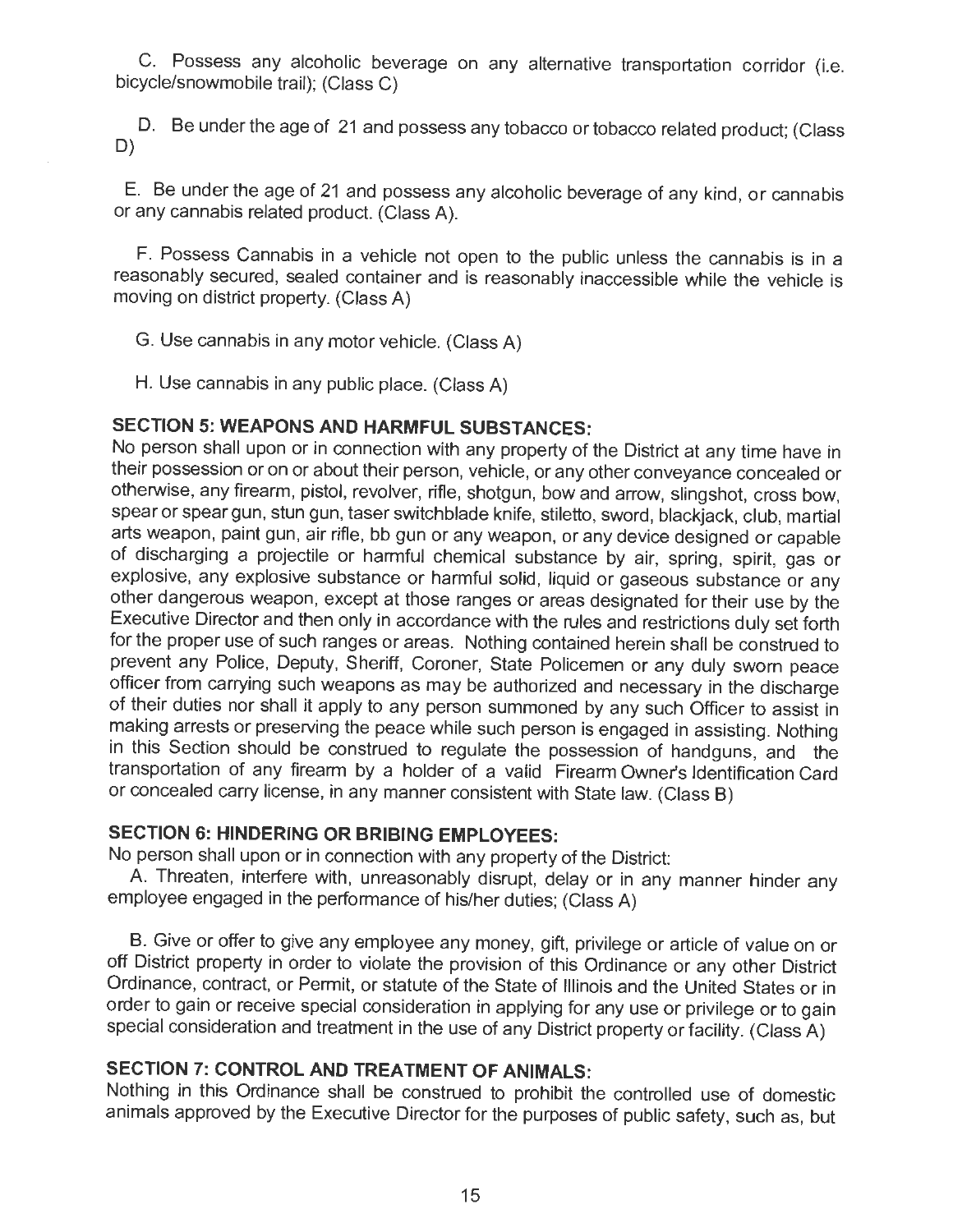C. Possess any alcoholic beverage on any alternative transportation corridor (i.e. bicycle/snowmobile trail); (Class C)

D. Be under the age of 21 and possess any tobacco or tobacco related product; (Class D)

E. Be under the age of 21 and possess any alcoholic beverage of any kind, or cannabis or any cannabis related product. (Class A).

F. Possess Cannabis in a vehicle not open to the public unless the cannabis is in a reasonably secured, sealed container and is reasonably inaccessible while the vehicle is moving on district property. (Class A)

G. Use cannabis in any motor vehicle. (Class A)

H. Use cannabis in any public place. (Class A)

### SECTION 5: WEAPONS AND HARMFUL SUBSTANCES:

No person shall upon or in connection with any property of the District at any time have in their possession or on or about their person, vehicle, or any other conveyance concealed or otherwise, any firearm, pistol, revolver, rifle, shotgun, bow and arrow, slingshot, cross bow, spear or spear gun, stun gun, taser switchblade knife, stiletto, sword, blackjack, club, martial arts weapon, paint gun, air rifle, bb gun or any weapon, or any device designed or capable of discharging a projectile or harmful chemical substance by air, spring, spirit, gas or explosive, any explosive substance or harmful solid, liquid or gaseous substance or any other dangerous weapon, except at those ranges or areas designated for their use by the Executive Director and then only in accordance with the rules and restrictions duly set forth for the proper use of such ranges or areas. Nothing contained herein shall be construed to prevent any Police, Deputy, Sheriff, Coroner, State Policemen or any duly sworn peace officer from carrying such weapons as may be authorized and necessary in the discharge of their duties nor shall it apply to any person summoned by any such Officer to assist in making arrests or preserving the peace while such person is engaged in assisting. Nothing in this Section should be construed to regulate the possession of handguns, and the transportation of any firearm by a holder of a valid Firearm Owner's Identification Card or concealed carry license, in any manner consistent with State law. (Class B)

### SECTION 6: HINDERING OR BRIBING EMPLOYEES:

No person shall upon or in connection with any property of the District:

A. Threaten, interfere with, unreasonably disrupt, delay or in any manner hinder any employee engaged in the performance of his/her duties; (Class A)

B. Give or offer to give any employee any money, gift, privilege or article of value on or off District property in order to violate the provision of this Ordinance or any other District Ordinance, contract, or Permit, or statute of the State of Illinois and the United States or in order to gain or receive special consideration in applying for any use or privilege or to gain special consideration and treatment in the use of any District property or facility. (Class A)

### SECTION 7: CONTROL AND TREATMENT OF ANIMALS:

Nothing in this Ordinance shall be construed to prohibit the controlled use of domestic animals approved by the Executive Director for the purposes of public safety, such as, but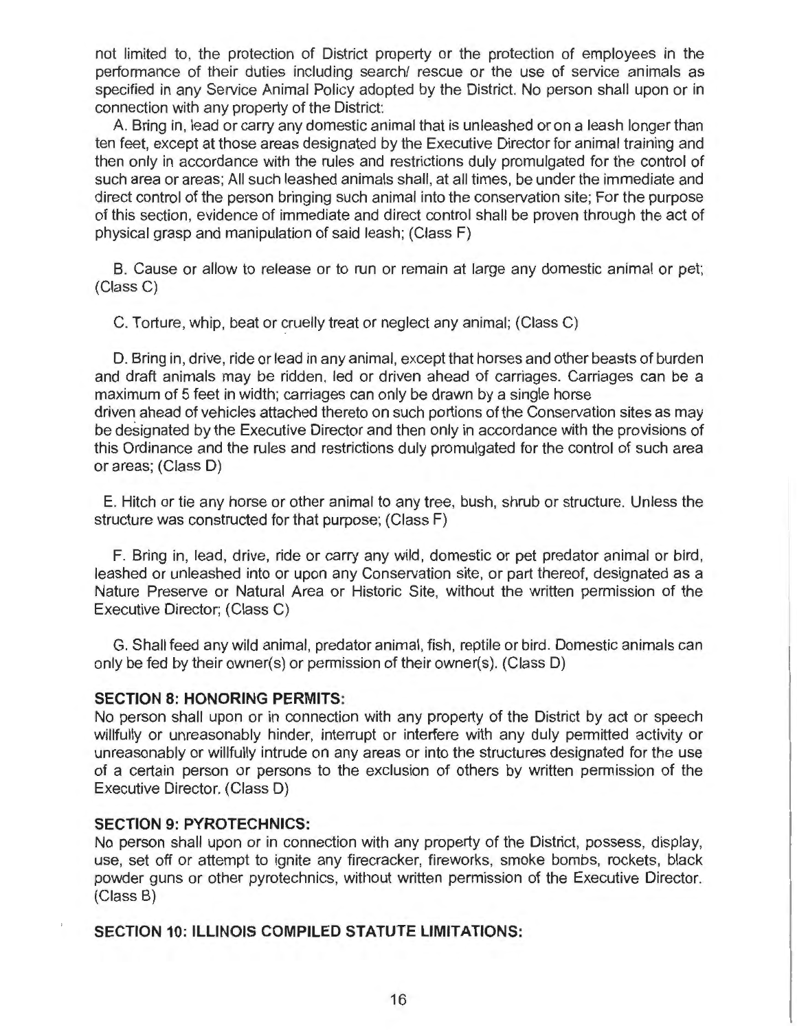not limited to, the protection of District property or the protection of employees in the performance of their duties including search/ rescue or the use of service animals as specified in any Service Animal Policy adopted by the District. No person shall upon or in connection with any property of the District:

A. Bring in, lead or carry any domestic animal that is unleashed or on a leash longer than ten feet, except at those areas designated by the Executive Director for animal training and then only in accordance with the rules and restrictions duly promulgated for the control of such area or areas; All such leashed animals shall, at all times, be under the immediate and direct control of the person bringing such animal into the conservation site; For the purpose of this section, evidence of immediate and direct control shall be proven through the act of physical grasp and manipulation of said leash; (Class F)

B. Cause or allow to release or to run or remain at large any domestic animal or pet; (Class C)

C. Torture, whip, beat or cruelly treat or neglect any animal; (Class C)

D. Bring in, drive, ride or lead in any animal, except that horses and other beasts of burden and draft animals may be ridden, led or driven ahead of carriages. Carriages can be a maximum of 5 feet in width; carriages can only be drawn by a single horse driven ahead of vehicles attached thereto on such portions of the Conservation sites as may be designated by the Executive Director and then only in accordance with the provisions of this Ordinance and the rules and restrictions duly promulgated for the control of such area or areas; (Class D)

E. Hitch or tie any horse or other animal to any tree, bush, shrub or structure. Unless the structure was constructed for that purpose; (Class F)

F. Bring in, lead, drive, ride or carry any wild, domestic or pet predator animal or bird, leashed or unleashed into or upon any Conservation site, or part thereof, designated as a Nature Preserve or Natural Area or Historic Site, without the written permission of the Executive Director; (Class C)

G. Shall feed any wild animal, predator animal, fish, reptile or bird. Domestic animals can only be fed by their owner(s) or permission of their owner(s). (Class D)

**SECTION 8: HONORING PERMITS:**

No person shall upon or in connection with any property of the District by act or speech willfully or unreasonably hinder, interrupt or interfere with any duly permitted activity or unreasonably or willfully intrude on any areas or into the structures designated for the use of a certain person or persons to the exclusion of others by written permission of the Executive Director. (Class D)

**SECTION 9: PYROTECHNICS:**

No person shall upon or in connection with any property of the District, possess, display, use, set off or attempt to ignite any firecracker, fireworks, smoke bombs, rockets, black powder guns or other pyrotechnics, without written permission of the Executive Director. (Class B)

**SECTION 10: ILLINOIS COMPILED STATUTE LIMITATIONS:**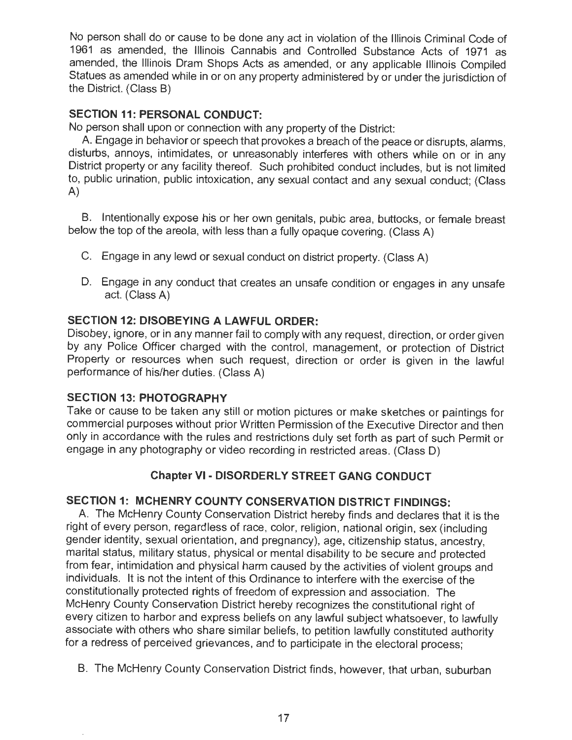No person shall do or cause to be done any act in violation of the Illinois Criminal Code of 1961 as amended, the Illinois Cannabis and Controlled Substance Acts of 1971 as amended, the Illinois Dram Shops Acts as amended, or any applicable Illinois Compiled Statues as amended while in or on any property administered by or under the jurisdiction of the District. (Class B)

**SECTION 11: PERSONAL CONDUCT:**

No person shall upon or connection with any property of the District:

A. Engage in behavior or speech that provokes a breach of the peace or disrupts, alarms, disturbs, annoys, intimidates, or unreasonably interferes with others while on or in any District property or any facility thereof. Such prohibited conduct includes, but is not limited to, public urination, public intoxication, any sexual contact and any sexual conduct; (Class A)

B. Intentionally expose his or her own genitals, pubic area, buttocks, or female breast below the top of the areola, with less than a fully opaque covering. (Class A)

C. Engage in any lewd or sexual conduct on district property. (Class A)

D. Engage in any conduct that creates an unsafe condition or engages in any unsafe act. (Class A)

**SECTION 12: DISOBEYING A LAWFUL ORDER:**

Disobey, ignore, or in any manner fail to comply with any request, direction, or order given by any Police Officer charged with the control, management, or protection of District Property or resources when such request, direction or order is given in the lawful performance of his/her duties. (Class A)

**SECTION 13: PHOTOGRAPHY**

Take or cause to be taken any still or motion pictures or make sketches or paintings for commercial purposes without prior Written Permission of the Executive Director and then only in accordance with the rules and restrictions duly set forth as part of such Permit or engage in any photography or video recording in restricted areas. (Class D)

## Chapter VI - DISORDERLY STREET GANG CONDUCT

**SECTION 1: MCHENRY COUNTY CONSERVATION DISTRICT FINDINGS:**

A. The McHenry County Conservation District hereby finds and declares that it is the right of every person, regardless of race, color, religion, national origin, sex (including gender identity, sexual orientation, and pregnancy), age, citizenship status, ancestry, marital status, military status, physical or mental disability to be secure and protected from fear, intimidation and physical harm caused by the activities of violent groups and individuals. It is not the intent of this Ordinance to interfere with the exercise of the constitutionally protected rights of freedom of expression and association. The McHenry County Conservation District hereby recognizes the constitutional right of every citizen to harbor and express beliefs on any lawful subject whatsoever, to lawfully associate with others who share similar beliefs, to petition lawfully constituted authority for a redress of perceived grievances, and to participate in the electoral process;

B. The McHenry County Conservation District finds, however, that urban, suburban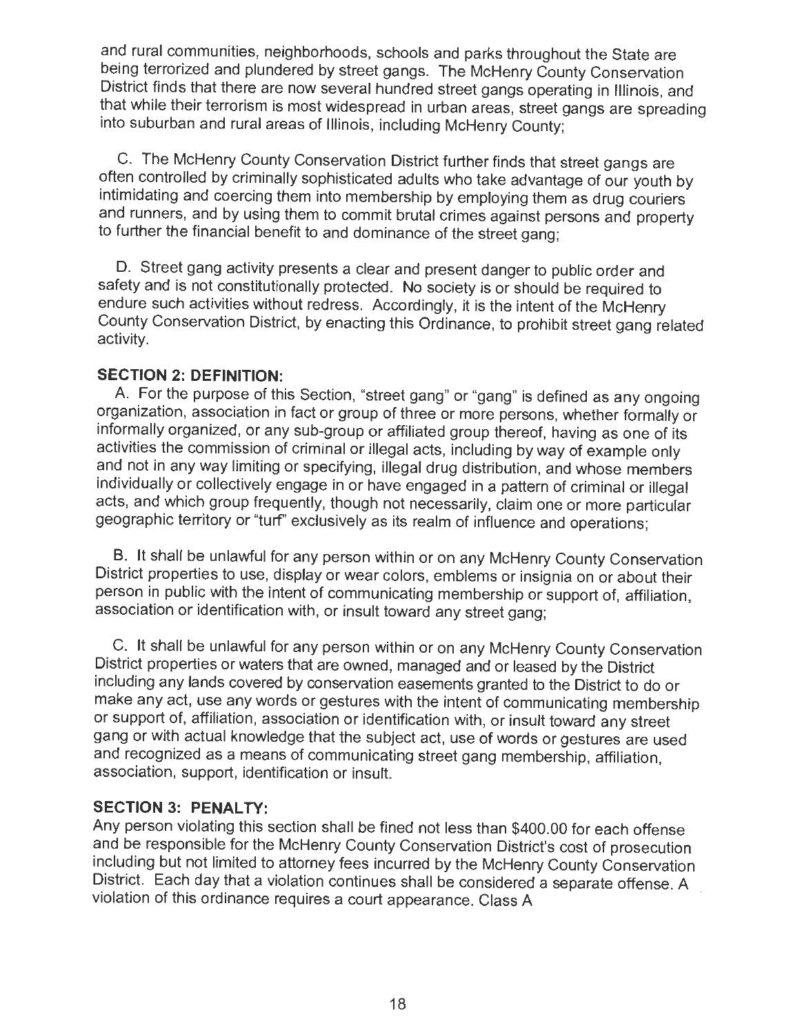and rural communities, neighborhoods, schools and parks throughout the State are being terrorized and plundered by street gangs. The McHenry County Conservation District finds that there are now several hundred street gangs operating in Illinois, and that while their terrorism is most widespread in urban areas, street gangs are spreading into suburban and rural areas of Illinois, including McHenry County;

C. The McHenry County Conservation District further finds that street gangs are often controlled by criminally sophisticated adults who take advantage of our youth by intimidating and coercing them into membership by employing them as drug couriers and runners, and by using them to commit brutal crimes against persons and property to further the financial benefit to and dominance of the street gang;

D. Street gang activity presents a clear and present danger to public order and safety and is not constitutionally protected. No society is or should be required to endure such activities without redress. Accordingly, it is the intent of the McHenry County Conservation District, by enacting this Ordinance, to prohibit street gang related activity.

**SECTION 2: DEFINITION:**

A. For the purpose of this Section, "street gang" or "gang" is defined as any ongoing organization, association in fact or group of three or more persons, whether formally or informally organized, or any sub-group or affiliated group thereof, having as one of its activities the commission of criminal or illegal acts, including by way of example only and not in any way limiting or specifying, illegal drug distribution, and whose members individually or collectively engage in or have engaged in a pattern of criminal or illegal acts, and which group frequently, though not necessarily, claim one or more particular geographic territory or "turf" exclusively as its realm of influence and operations;

B. It shall be unlawful for any person within or on any McHenry County Conservation District properties to use, display or wear colors, emblems or insignia on or about their person in public with the intent of communicating membership or support of, affiliation, association or identification with, or insult toward any street gang;

C. It shall be unlawful for any person within or on any McHenry County Conservation District properties or waters that are owned, managed and or leased by the District including any lands covered by conservation easements granted to the District to do or make any act, use any words or gestures with the intent of communicating membership or support of, affiliation, association or identification with, or insult toward any street gang or with actual knowledge that the subject act, use of words or gestures are used and recognized as a means of communicating street gang membership, affiliation, association, support, identification or insult.

**SECTION 3: PENALTY:**

Any person violating this section shall be fined not less than $400.00 for each offense and be responsible for the McHenry County Conservation District's cost of prosecution including but not limited to attorney fees incurred by the McHenry County Conservation District. Each day that a violation continues shall be considered a separate offense. A violation of this ordinance requires a court appearance. Class A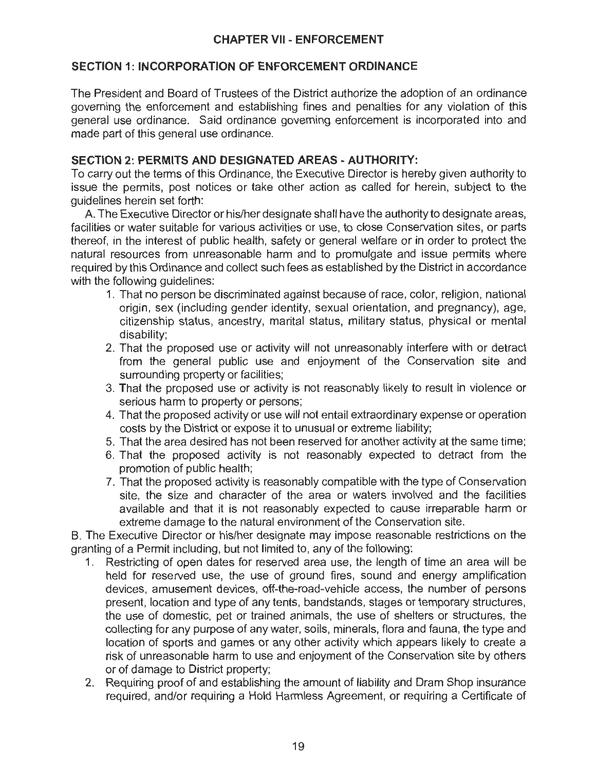## CHAPTER VII - ENFORCEMENT

### SECTION 1: INCORPORATION OF ENFORCEMENT ORDINANCE

The President and Board of Trustees of the District authorize the adoption of an ordinance governing the enforcement and establishing fines and penalties for any violation of this general use ordinance. Said ordinance governing enforcement is incorporated into and made part of this general use ordinance.

### SECTION 2: PERMITS AND DESIGNATED AREAS - AUTHORITY:

To carry out the terms of this Ordinance, the Executive Director is hereby given authority to issue the permits, post notices or take other action as called for herein, subject to the guidelines herein set forth:

A. The Executive Director or his/her designate shall have the authority to designate areas, facilities or water suitable for various activities or use, to close Conservation sites, or parts thereof, in the interest of public health, safety or general welfare or in order to protect the natural resources from unreasonable harm and to promulgate and issue permits where required by this Ordinance and collect such fees as established by the District in accordance with the following guidelines:

1. That no person be discriminated against because of race, color, religion, national origin, sex (including gender identity, sexual orientation, and pregnancy), age, citizenship status, ancestry, marital status, military status, physical or mental disability;
2. That the proposed use or activity will not unreasonably interfere with or detract from the general public use and enjoyment of the Conservation site and surrounding property or facilities;
3. That the proposed use or activity is not reasonably likely to result in violence or serious harm to property or persons;
4. That the proposed activity or use will not entail extraordinary expense or operation costs by the District or expose it to unusual or extreme liability;
5. That the area desired has not been reserved for another activity at the same time;
6. That the proposed activity is not reasonably expected to detract from the promotion of public health;
7. That the proposed activity is reasonably compatible with the type of Conservation site, the size and character of the area or waters involved and the facilities available and that it is not reasonably expected to cause irreparable harm or extreme damage to the natural environment of the Conservation site.

B. The Executive Director or his/her designate may impose reasonable restrictions on the granting of a Permit including, but not limited to, any of the following:

1. Restricting of open dates for reserved area use, the length of time an area will be held for reserved use, the use of ground fires, sound and energy amplification devices, amusement devices, off-the-road-vehicle access, the number of persons present, location and type of any tents, bandstands, stages or temporary structures, the use of domestic, pet or trained animals, the use of shelters or structures, the collecting for any purpose of any water, soils, minerals, flora and fauna, the type and location of sports and games or any other activity which appears likely to create a risk of unreasonable harm to use and enjoyment of the Conservation site by others or of damage to District property;
2. Requiring proof of and establishing the amount of liability and Dram Shop insurance required, and/or requiring a Hold Harmless Agreement, or requiring a Certificate of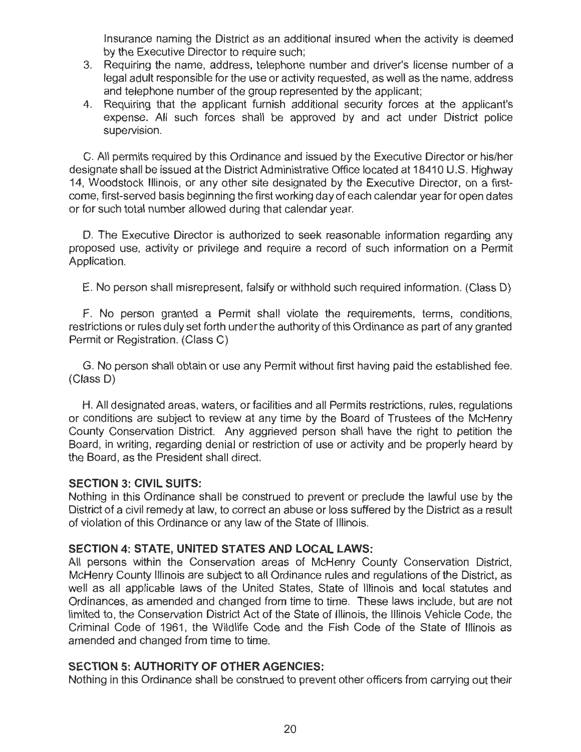Insurance naming the District as an additional insured when the activity is deemed by the Executive Director to require such;

3. Requiring the name, address, telephone number and driver's license number of a legal adult responsible for the use or activity requested, as well as the name, address and telephone number of the group represented by the applicant;
4. Requiring that the applicant furnish additional security forces at the applicant's expense. All such forces shall be approved by and act under District police supervision.

C. All permits required by this Ordinance and issued by the Executive Director or his/her designate shall be issued at the District Administrative Office located at 18410 U.S. Highway 14, Woodstock Illinois, or any other site designated by the Executive Director, on a first-come, first-served basis beginning the first working day of each calendar year for open dates or for such total number allowed during that calendar year.

D. The Executive Director is authorized to seek reasonable information regarding any proposed use, activity or privilege and require a record of such information on a Permit Application.

E. No person shall misrepresent, falsify or withhold such required information. (Class D)

F. No person granted a Permit shall violate the requirements, terms, conditions, restrictions or rules duly set forth under the authority of this Ordinance as part of any granted Permit or Registration. (Class C)

G. No person shall obtain or use any Permit without first having paid the established fee. (Class D)

H. All designated areas, waters, or facilities and all Permits restrictions, rules, regulations or conditions are subject to review at any time by the Board of Trustees of the McHenry County Conservation District. Any aggrieved person shall have the right to petition the Board, in writing, regarding denial or restriction of use or activity and be properly heard by the Board, as the President shall direct.

**SECTION 3: CIVIL SUITS:**
Nothing in this Ordinance shall be construed to prevent or preclude the lawful use by the District of a civil remedy at law, to correct an abuse or loss suffered by the District as a result of violation of this Ordinance or any law of the State of Illinois.

**SECTION 4: STATE, UNITED STATES AND LOCAL LAWS:**
All persons within the Conservation areas of McHenry County Conservation District, McHenry County Illinois are subject to all Ordinance rules and regulations of the District, as well as all applicable laws of the United States, State of Illinois and local statutes and Ordinances, as amended and changed from time to time. These laws include, but are not limited to, the Conservation District Act of the State of Illinois, the Illinois Vehicle Code, the Criminal Code of 1961, the Wildlife Code and the Fish Code of the State of Illinois as amended and changed from time to time.

**SECTION 5: AUTHORITY OF OTHER AGENCIES:**
Nothing in this Ordinance shall be construed to prevent other officers from carrying out their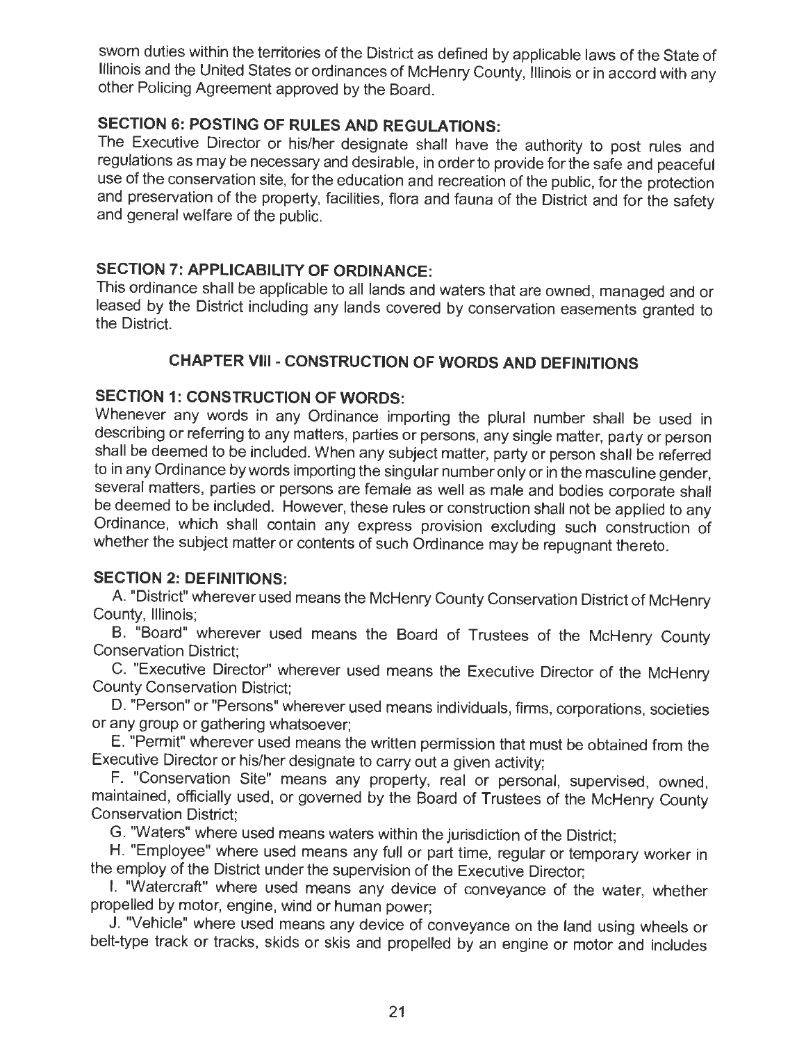sworn duties within the territories of the District as defined by applicable laws of the State of Illinois and the United States or ordinances of McHenry County, Illinois or in accord with any other Policing Agreement approved by the Board.

### SECTION 6: POSTING OF RULES AND REGULATIONS:

The Executive Director or his/her designate shall have the authority to post rules and regulations as may be necessary and desirable, in order to provide for the safe and peaceful use of the conservation site, for the education and recreation of the public, for the protection and preservation of the property, facilities, flora and fauna of the District and for the safety and general welfare of the public.

### SECTION 7: APPLICABILITY OF ORDINANCE:

This ordinance shall be applicable to all lands and waters that are owned, managed and or leased by the District including any lands covered by conservation easements granted to the District.

## CHAPTER VIII - CONSTRUCTION OF WORDS AND DEFINITIONS

### SECTION 1: CONSTRUCTION OF WORDS:

Whenever any words in any Ordinance importing the plural number shall be used in describing or referring to any matters, parties or persons, any single matter, party or person shall be deemed to be included. When any subject matter, party or person shall be referred to in any Ordinance by words importing the singular number only or in the masculine gender, several matters, parties or persons are female as well as male and bodies corporate shall be deemed to be included. However, these rules or construction shall not be applied to any Ordinance, which shall contain any express provision excluding such construction of whether the subject matter or contents of such Ordinance may be repugnant thereto.

### SECTION 2: DEFINITIONS:

A. "District" wherever used means the McHenry County Conservation District of McHenry County, Illinois;

B. "Board" wherever used means the Board of Trustees of the McHenry County Conservation District;

C. "Executive Director" wherever used means the Executive Director of the McHenry County Conservation District;

D. "Person" or "Persons" wherever used means individuals, firms, corporations, societies or any group or gathering whatsoever;

E. "Permit" wherever used means the written permission that must be obtained from the Executive Director or his/her designate to carry out a given activity;

F. "Conservation Site" means any property, real or personal, supervised, owned, maintained, officially used, or governed by the Board of Trustees of the McHenry County Conservation District;

G. "Waters" where used means waters within the jurisdiction of the District;

H. "Employee" where used means any full or part time, regular or temporary worker in the employ of the District under the supervision of the Executive Director;

I. "Watercraft" where used means any device of conveyance of the water, whether propelled by motor, engine, wind or human power;

J. "Vehicle" where used means any device of conveyance on the land using wheels or belt-type track or tracks, skids or skis and propelled by an engine or motor and includes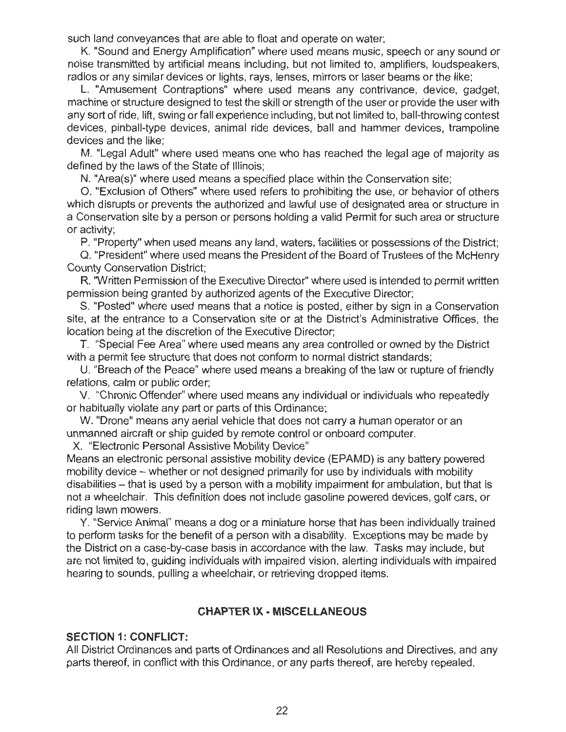such land conveyances that are able to float and operate on water;

K. "Sound and Energy Amplification" where used means music, speech or any sound or noise transmitted by artificial means including, but not limited to, amplifiers, loudspeakers, radios or any similar devices or lights, rays, lenses, mirrors or laser beams or the like;

L. "Amusement Contraptions" where used means any contrivance, device, gadget, machine or structure designed to test the skill or strength of the user or provide the user with any sort of ride, lift, swing or fall experience including, but not limited to, ball-throwing contest devices, pinball-type devices, animal ride devices, ball and hammer devices, trampoline devices and the like;

M. "Legal Adult" where used means one who has reached the legal age of majority as defined by the laws of the State of Illinois;

N. "Area(s)" where used means a specified place within the Conservation site;

O. "Exclusion of Others" where used refers to prohibiting the use, or behavior of others which disrupts or prevents the authorized and lawful use of designated area or structure in a Conservation site by a person or persons holding a valid Permit for such area or structure or activity;

P. "Property" when used means any land, waters, facilities or possessions of the District;

Q. "President" where used means the President of the Board of Trustees of the McHenry County Conservation District;

R. "Written Permission of the Executive Director" where used is intended to permit written permission being granted by authorized agents of the Executive Director;

S. "Posted" where used means that a notice is posted, either by sign in a Conservation site, at the entrance to a Conservation site or at the District's Administrative Offices, the location being at the discretion of the Executive Director;

T. "Special Fee Area" where used means any area controlled or owned by the District with a permit fee structure that does not conform to normal district standards;

U. "Breach of the Peace" where used means a breaking of the law or rupture of friendly relations, calm or public order;

V. "Chronic Offender" where used means any individual or individuals who repeatedly or habitually violate any part or parts of this Ordinance;

W. "Drone" means any aerial vehicle that does not carry a human operator or an unmanned aircraft or ship guided by remote control or onboard computer.

X. "Electronic Personal Assistive Mobility Device"
Means an electronic personal assistive mobility device (EPAMD) is any battery powered mobility device – whether or not designed primarily for use by individuals with mobility disabilities – that is used by a person with a mobility impairment for ambulation, but that is not a wheelchair. This definition does not include gasoline powered devices, golf cars, or riding lawn mowers.

Y. "Service Animal" means a dog or a miniature horse that has been individually trained to perform tasks for the benefit of a person with a disability. Exceptions may be made by the District on a case-by-case basis in accordance with the law. Tasks may include, but are not limited to, guiding individuals with impaired vision, alerting individuals with impaired hearing to sounds, pulling a wheelchair, or retrieving dropped items.

## CHAPTER IX - MISCELLANEOUS

### SECTION 1: CONFLICT:

All District Ordinances and parts of Ordinances and all Resolutions and Directives, and any parts thereof, in conflict with this Ordinance, or any parts thereof, are hereby repealed.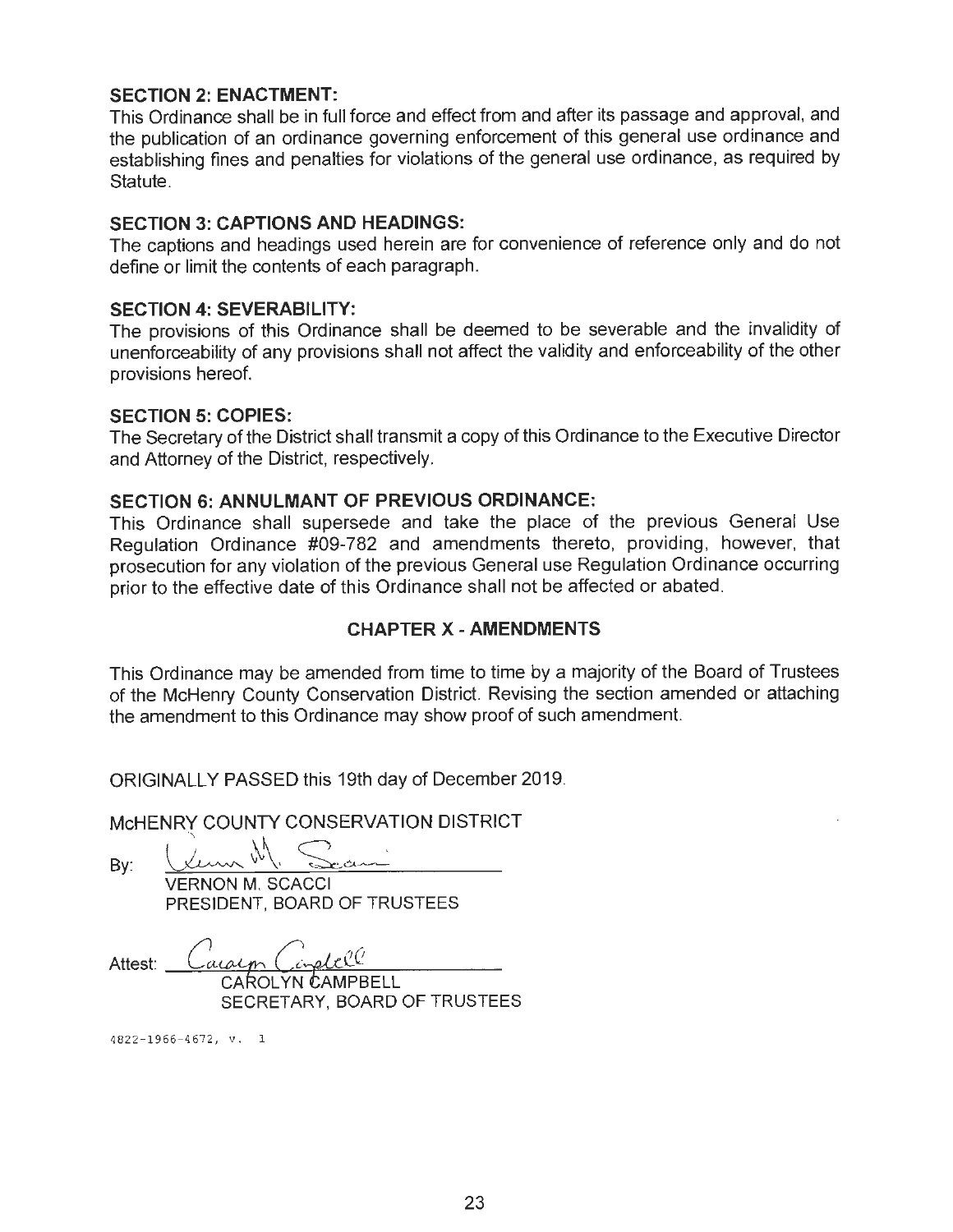**SECTION 2: ENACTMENT:**
This Ordinance shall be in full force and effect from and after its passage and approval, and the publication of an ordinance governing enforcement of this general use ordinance and establishing fines and penalties for violations of the general use ordinance, as required by Statute.

**SECTION 3: CAPTIONS AND HEADINGS:**
The captions and headings used herein are for convenience of reference only and do not define or limit the contents of each paragraph.

**SECTION 4: SEVERABILITY:**
The provisions of this Ordinance shall be deemed to be severable and the invalidity of unenforceability of any provisions shall not affect the validity and enforceability of the other provisions hereof.

**SECTION 5: COPIES:**
The Secretary of the District shall transmit a copy of this Ordinance to the Executive Director and Attorney of the District, respectively.

**SECTION 6: ANNULMANT OF PREVIOUS ORDINANCE:**
This Ordinance shall supersede and take the place of the previous General Use Regulation Ordinance #09-782 and amendments thereto, providing, however, that prosecution for any violation of the previous General use Regulation Ordinance occurring prior to the effective date of this Ordinance shall not be affected or abated.

## CHAPTER X - AMENDMENTS

This Ordinance may be amended from time to time by a majority of the Board of Trustees of the McHenry County Conservation District. Revising the section amended or attaching the amendment to this Ordinance may show proof of such amendment.

ORIGINALLY PASSED this 19th day of December 2019.

McHENRY COUNTY CONSERVATION DISTRICT

By: ___________________________
VERNON M. SCACCI
PRESIDENT, BOARD OF TRUSTEES

Attest: ___________________________
CAROLYN CAMPBELL
SECRETARY, BOARD OF TRUSTEES

4822-1966-4672, v. 1